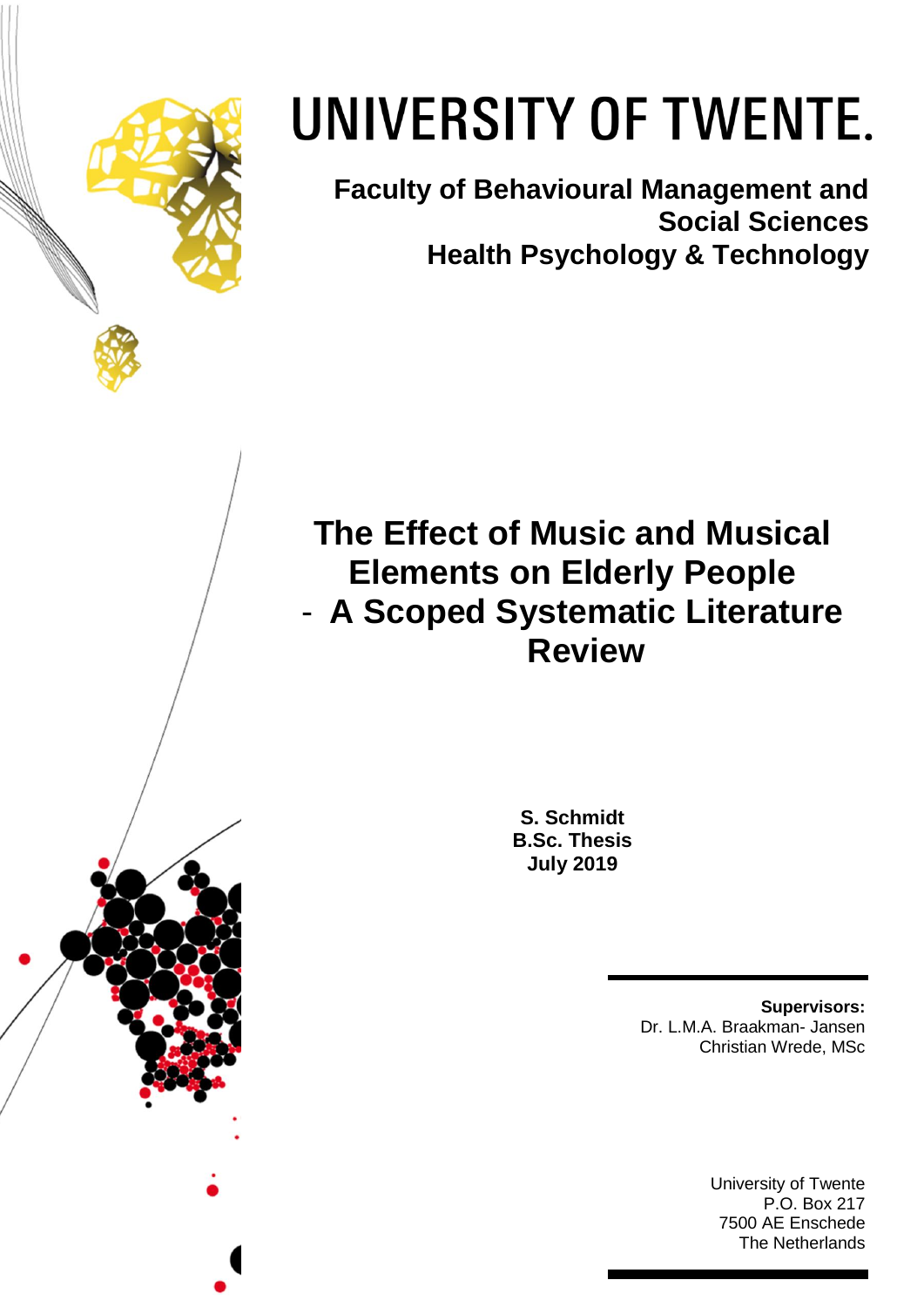# UNIVERSITY OF TWENTE.

**Faculty of Behavioural Management and Social Sciences**
**Health Psychology & Technology**

# The Effect of Music and Musical Elements on Elderly People - A Scoped Systematic Literature Review

**S. Schmidt**
**B.Sc. Thesis**
**July 2019**

**Supervisors:**
Dr. L.M.A. Braakman- Jansen
Christian Wrede, MSc

University of Twente
P.O. Box 217
7500 AE Enschede
The Netherlands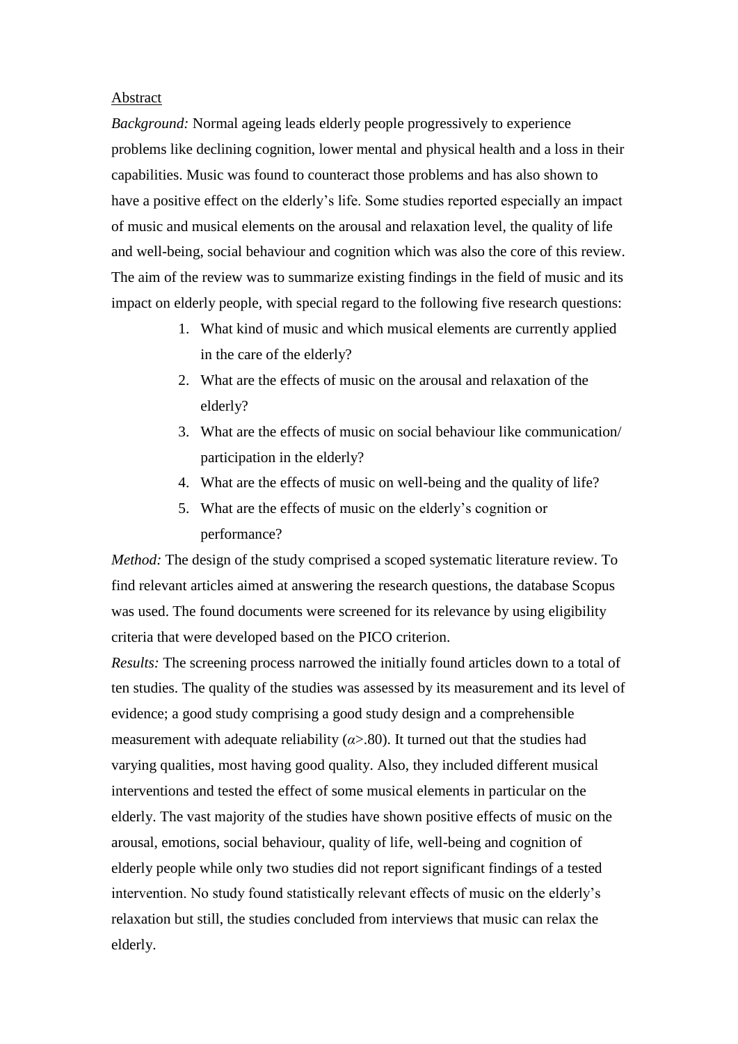Abstract

*Background:* Normal ageing leads elderly people progressively to experience problems like declining cognition, lower mental and physical health and a loss in their capabilities. Music was found to counteract those problems and has also shown to have a positive effect on the elderly's life. Some studies reported especially an impact of music and musical elements on the arousal and relaxation level, the quality of life and well-being, social behaviour and cognition which was also the core of this review. The aim of the review was to summarize existing findings in the field of music and its impact on elderly people, with special regard to the following five research questions:

1. What kind of music and which musical elements are currently applied in the care of the elderly?
2. What are the effects of music on the arousal and relaxation of the elderly?
3. What are the effects of music on social behaviour like communication/ participation in the elderly?
4. What are the effects of music on well-being and the quality of life?
5. What are the effects of music on the elderly's cognition or performance?

*Method:* The design of the study comprised a scoped systematic literature review. To find relevant articles aimed at answering the research questions, the database Scopus was used. The found documents were screened for its relevance by using eligibility criteria that were developed based on the PICO criterion.

*Results:* The screening process narrowed the initially found articles down to a total of ten studies. The quality of the studies was assessed by its measurement and its level of evidence; a good study comprising a good study design and a comprehensible measurement with adequate reliability ($\alpha$>.80). It turned out that the studies had varying qualities, most having good quality. Also, they included different musical interventions and tested the effect of some musical elements in particular on the elderly. The vast majority of the studies have shown positive effects of music on the arousal, emotions, social behaviour, quality of life, well-being and cognition of elderly people while only two studies did not report significant findings of a tested intervention. No study found statistically relevant effects of music on the elderly's relaxation but still, the studies concluded from interviews that music can relax the elderly.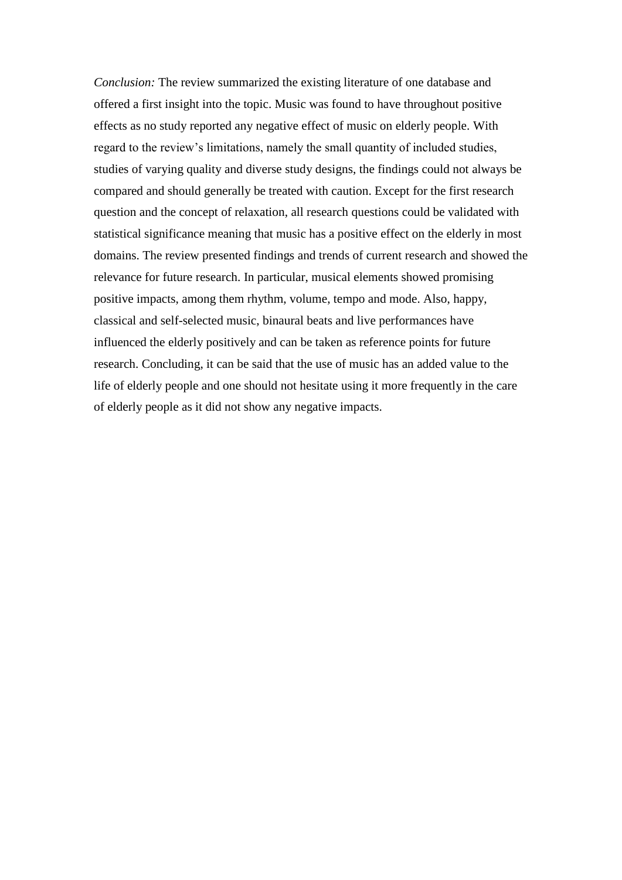*Conclusion:* The review summarized the existing literature of one database and offered a first insight into the topic. Music was found to have throughout positive effects as no study reported any negative effect of music on elderly people. With regard to the review's limitations, namely the small quantity of included studies, studies of varying quality and diverse study designs, the findings could not always be compared and should generally be treated with caution. Except for the first research question and the concept of relaxation, all research questions could be validated with statistical significance meaning that music has a positive effect on the elderly in most domains. The review presented findings and trends of current research and showed the relevance for future research. In particular, musical elements showed promising positive impacts, among them rhythm, volume, tempo and mode. Also, happy, classical and self-selected music, binaural beats and live performances have influenced the elderly positively and can be taken as reference points for future research. Concluding, it can be said that the use of music has an added value to the life of elderly people and one should not hesitate using it more frequently in the care of elderly people as it did not show any negative impacts.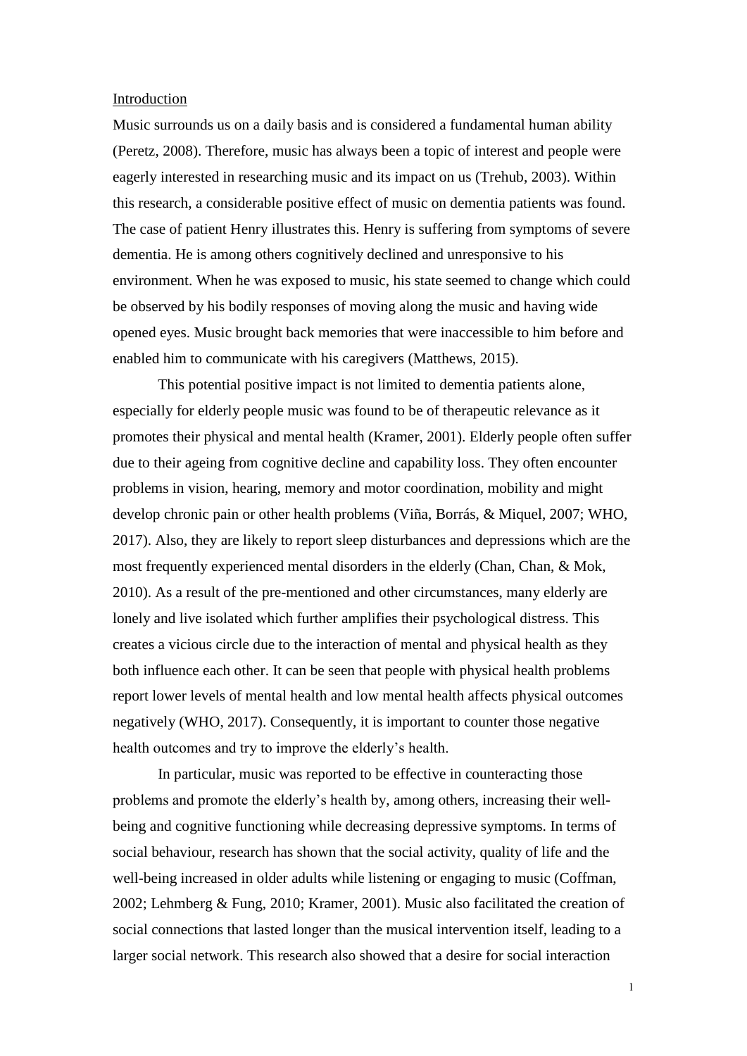## Introduction

Music surrounds us on a daily basis and is considered a fundamental human ability (Peretz, 2008). Therefore, music has always been a topic of interest and people were eagerly interested in researching music and its impact on us (Trehub, 2003). Within this research, a considerable positive effect of music on dementia patients was found. The case of patient Henry illustrates this. Henry is suffering from symptoms of severe dementia. He is among others cognitively declined and unresponsive to his environment. When he was exposed to music, his state seemed to change which could be observed by his bodily responses of moving along the music and having wide opened eyes. Music brought back memories that were inaccessible to him before and enabled him to communicate with his caregivers (Matthews, 2015).

This potential positive impact is not limited to dementia patients alone, especially for elderly people music was found to be of therapeutic relevance as it promotes their physical and mental health (Kramer, 2001). Elderly people often suffer due to their ageing from cognitive decline and capability loss. They often encounter problems in vision, hearing, memory and motor coordination, mobility and might develop chronic pain or other health problems (Viña, Borrás, & Miquel, 2007; WHO, 2017). Also, they are likely to report sleep disturbances and depressions which are the most frequently experienced mental disorders in the elderly (Chan, Chan, & Mok, 2010). As a result of the pre-mentioned and other circumstances, many elderly are lonely and live isolated which further amplifies their psychological distress. This creates a vicious circle due to the interaction of mental and physical health as they both influence each other. It can be seen that people with physical health problems report lower levels of mental health and low mental health affects physical outcomes negatively (WHO, 2017). Consequently, it is important to counter those negative health outcomes and try to improve the elderly's health.

In particular, music was reported to be effective in counteracting those problems and promote the elderly's health by, among others, increasing their well-being and cognitive functioning while decreasing depressive symptoms. In terms of social behaviour, research has shown that the social activity, quality of life and the well-being increased in older adults while listening or engaging to music (Coffman, 2002; Lehmberg & Fung, 2010; Kramer, 2001). Music also facilitated the creation of social connections that lasted longer than the musical intervention itself, leading to a larger social network. This research also showed that a desire for social interaction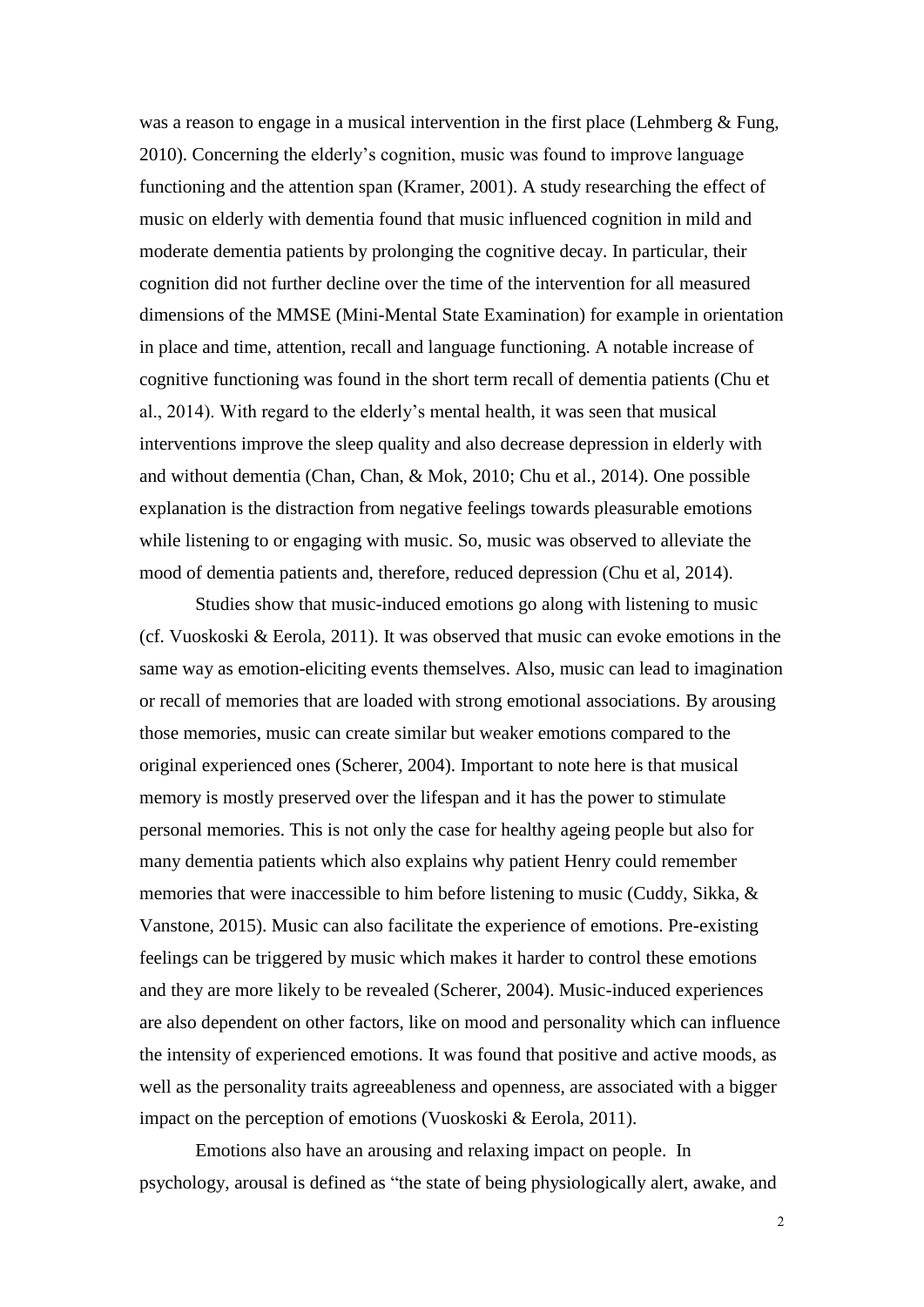was a reason to engage in a musical intervention in the first place (Lehmberg & Fung, 2010). Concerning the elderly's cognition, music was found to improve language functioning and the attention span (Kramer, 2001). A study researching the effect of music on elderly with dementia found that music influenced cognition in mild and moderate dementia patients by prolonging the cognitive decay. In particular, their cognition did not further decline over the time of the intervention for all measured dimensions of the MMSE (Mini-Mental State Examination) for example in orientation in place and time, attention, recall and language functioning. A notable increase of cognitive functioning was found in the short term recall of dementia patients (Chu et al., 2014). With regard to the elderly's mental health, it was seen that musical interventions improve the sleep quality and also decrease depression in elderly with and without dementia (Chan, Chan, & Mok, 2010; Chu et al., 2014). One possible explanation is the distraction from negative feelings towards pleasurable emotions while listening to or engaging with music. So, music was observed to alleviate the mood of dementia patients and, therefore, reduced depression (Chu et al, 2014).

Studies show that music-induced emotions go along with listening to music (cf. Vuoskoski & Eerola, 2011). It was observed that music can evoke emotions in the same way as emotion-eliciting events themselves. Also, music can lead to imagination or recall of memories that are loaded with strong emotional associations. By arousing those memories, music can create similar but weaker emotions compared to the original experienced ones (Scherer, 2004). Important to note here is that musical memory is mostly preserved over the lifespan and it has the power to stimulate personal memories. This is not only the case for healthy ageing people but also for many dementia patients which also explains why patient Henry could remember memories that were inaccessible to him before listening to music (Cuddy, Sikka, & Vanstone, 2015). Music can also facilitate the experience of emotions. Pre-existing feelings can be triggered by music which makes it harder to control these emotions and they are more likely to be revealed (Scherer, 2004). Music-induced experiences are also dependent on other factors, like on mood and personality which can influence the intensity of experienced emotions. It was found that positive and active moods, as well as the personality traits agreeableness and openness, are associated with a bigger impact on the perception of emotions (Vuoskoski & Eerola, 2011).

Emotions also have an arousing and relaxing impact on people. In psychology, arousal is defined as "the state of being physiologically alert, awake, and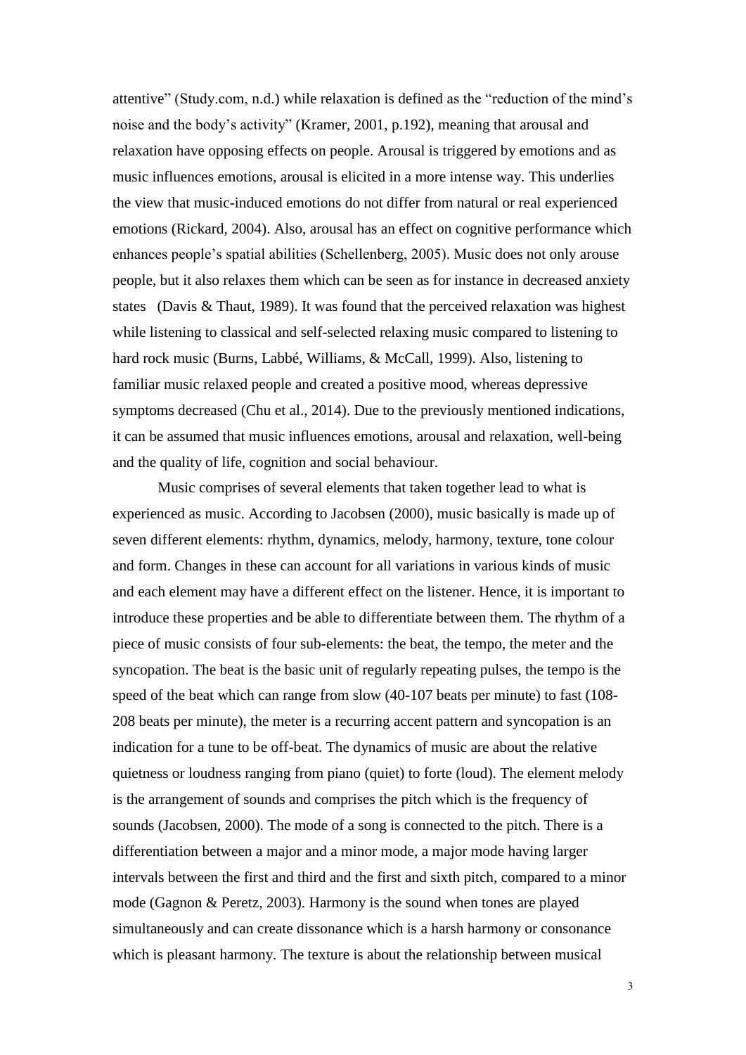attentive" (Study.com, n.d.) while relaxation is defined as the "reduction of the mind's noise and the body's activity" (Kramer, 2001, p.192), meaning that arousal and relaxation have opposing effects on people. Arousal is triggered by emotions and as music influences emotions, arousal is elicited in a more intense way. This underlies the view that music-induced emotions do not differ from natural or real experienced emotions (Rickard, 2004). Also, arousal has an effect on cognitive performance which enhances people's spatial abilities (Schellenberg, 2005). Music does not only arouse people, but it also relaxes them which can be seen as for instance in decreased anxiety states (Davis & Thaut, 1989). It was found that the perceived relaxation was highest while listening to classical and self-selected relaxing music compared to listening to hard rock music (Burns, Labbé, Williams, & McCall, 1999). Also, listening to familiar music relaxed people and created a positive mood, whereas depressive symptoms decreased (Chu et al., 2014). Due to the previously mentioned indications, it can be assumed that music influences emotions, arousal and relaxation, well-being and the quality of life, cognition and social behaviour.

Music comprises of several elements that taken together lead to what is experienced as music. According to Jacobsen (2000), music basically is made up of seven different elements: rhythm, dynamics, melody, harmony, texture, tone colour and form. Changes in these can account for all variations in various kinds of music and each element may have a different effect on the listener. Hence, it is important to introduce these properties and be able to differentiate between them. The rhythm of a piece of music consists of four sub-elements: the beat, the tempo, the meter and the syncopation. The beat is the basic unit of regularly repeating pulses, the tempo is the speed of the beat which can range from slow (40-107 beats per minute) to fast (108-208 beats per minute), the meter is a recurring accent pattern and syncopation is an indication for a tune to be off-beat. The dynamics of music are about the relative quietness or loudness ranging from piano (quiet) to forte (loud). The element melody is the arrangement of sounds and comprises the pitch which is the frequency of sounds (Jacobsen, 2000). The mode of a song is connected to the pitch. There is a differentiation between a major and a minor mode, a major mode having larger intervals between the first and third and the first and sixth pitch, compared to a minor mode (Gagnon & Peretz, 2003). Harmony is the sound when tones are played simultaneously and can create dissonance which is a harsh harmony or consonance which is pleasant harmony. The texture is about the relationship between musical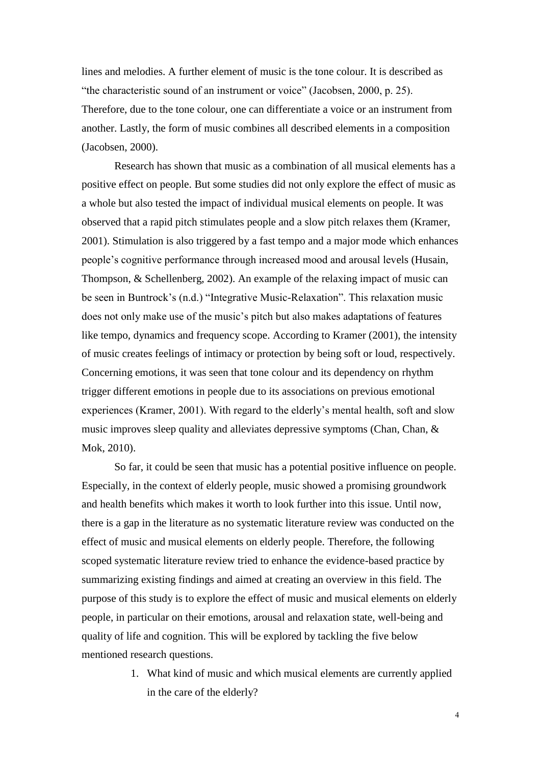lines and melodies. A further element of music is the tone colour. It is described as "the characteristic sound of an instrument or voice" (Jacobsen, 2000, p. 25). Therefore, due to the tone colour, one can differentiate a voice or an instrument from another. Lastly, the form of music combines all described elements in a composition (Jacobsen, 2000).

Research has shown that music as a combination of all musical elements has a positive effect on people. But some studies did not only explore the effect of music as a whole but also tested the impact of individual musical elements on people. It was observed that a rapid pitch stimulates people and a slow pitch relaxes them (Kramer, 2001). Stimulation is also triggered by a fast tempo and a major mode which enhances people's cognitive performance through increased mood and arousal levels (Husain, Thompson, & Schellenberg, 2002). An example of the relaxing impact of music can be seen in Buntrock's (n.d.) "Integrative Music-Relaxation". This relaxation music does not only make use of the music's pitch but also makes adaptations of features like tempo, dynamics and frequency scope. According to Kramer (2001), the intensity of music creates feelings of intimacy or protection by being soft or loud, respectively. Concerning emotions, it was seen that tone colour and its dependency on rhythm trigger different emotions in people due to its associations on previous emotional experiences (Kramer, 2001). With regard to the elderly's mental health, soft and slow music improves sleep quality and alleviates depressive symptoms (Chan, Chan, & Mok, 2010).

So far, it could be seen that music has a potential positive influence on people. Especially, in the context of elderly people, music showed a promising groundwork and health benefits which makes it worth to look further into this issue. Until now, there is a gap in the literature as no systematic literature review was conducted on the effect of music and musical elements on elderly people. Therefore, the following scoped systematic literature review tried to enhance the evidence-based practice by summarizing existing findings and aimed at creating an overview in this field. The purpose of this study is to explore the effect of music and musical elements on elderly people, in particular on their emotions, arousal and relaxation state, well-being and quality of life and cognition. This will be explored by tackling the five below mentioned research questions.

1. What kind of music and which musical elements are currently applied in the care of the elderly?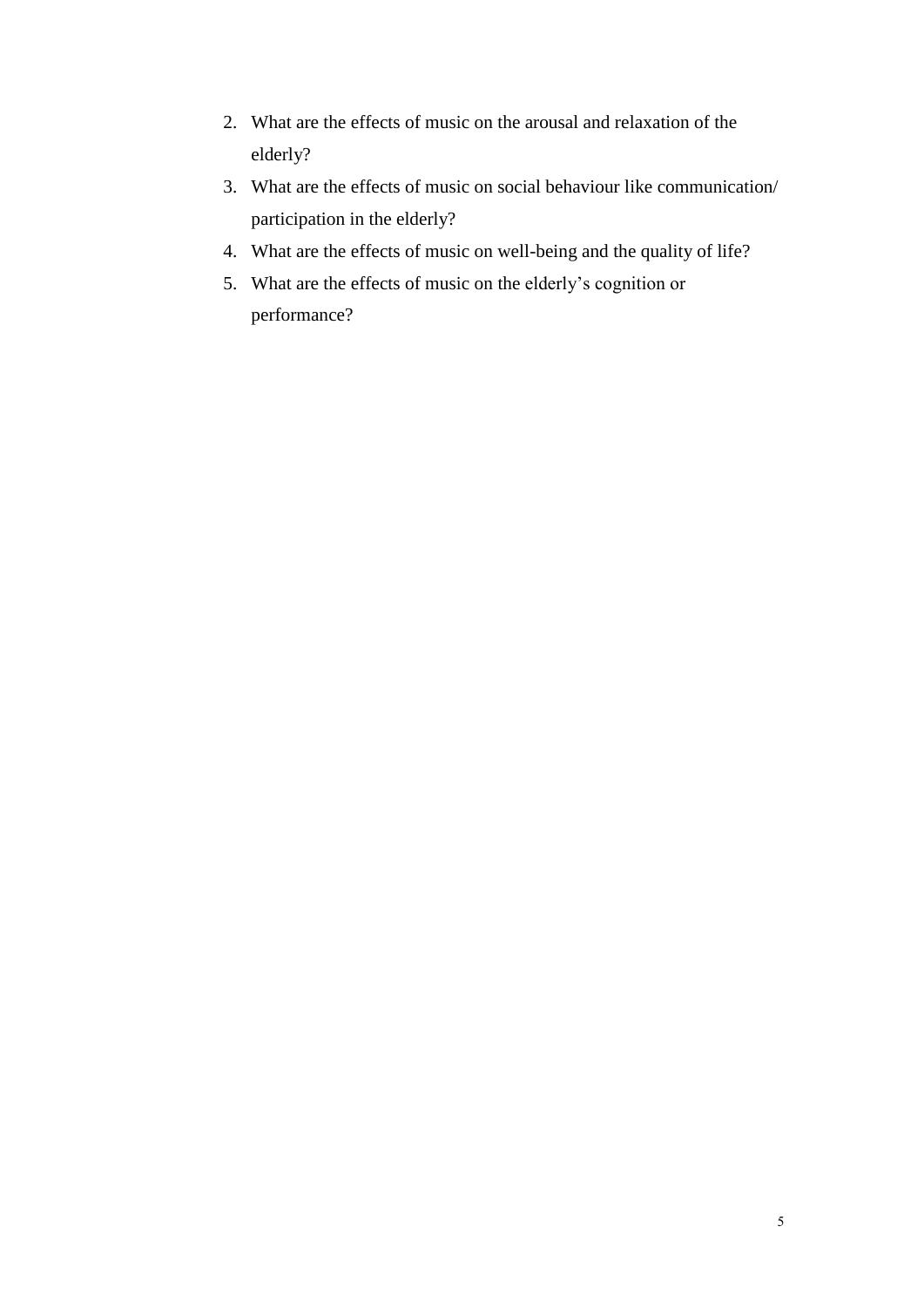2. What are the effects of music on the arousal and relaxation of the elderly?
3. What are the effects of music on social behaviour like communication/ participation in the elderly?
4. What are the effects of music on well-being and the quality of life?
5. What are the effects of music on the elderly's cognition or performance?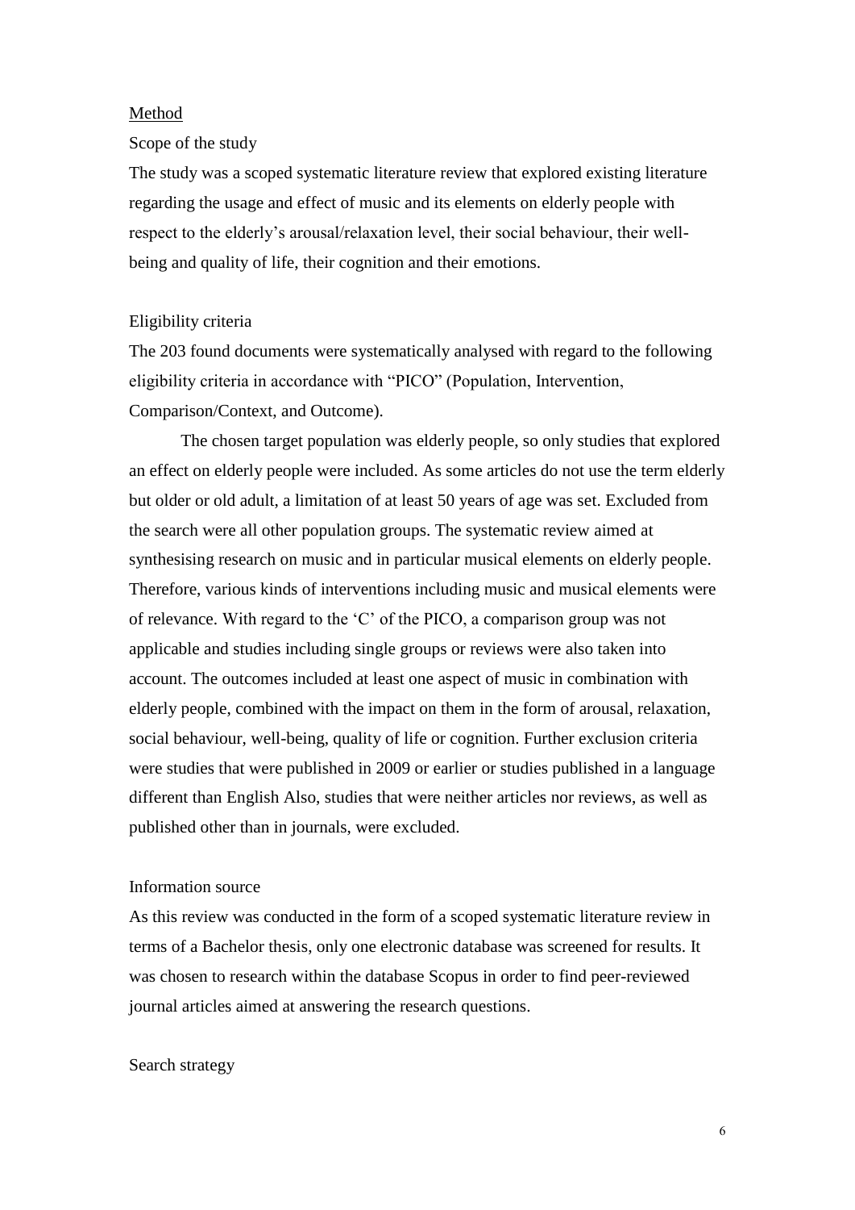## Method

### Scope of the study

The study was a scoped systematic literature review that explored existing literature regarding the usage and effect of music and its elements on elderly people with respect to the elderly's arousal/relaxation level, their social behaviour, their well-being and quality of life, their cognition and their emotions.

### Eligibility criteria

The 203 found documents were systematically analysed with regard to the following eligibility criteria in accordance with "PICO" (Population, Intervention, Comparison/Context, and Outcome).

The chosen target population was elderly people, so only studies that explored an effect on elderly people were included. As some articles do not use the term elderly but older or old adult, a limitation of at least 50 years of age was set. Excluded from the search were all other population groups. The systematic review aimed at synthesising research on music and in particular musical elements on elderly people. Therefore, various kinds of interventions including music and musical elements were of relevance. With regard to the 'C' of the PICO, a comparison group was not applicable and studies including single groups or reviews were also taken into account. The outcomes included at least one aspect of music in combination with elderly people, combined with the impact on them in the form of arousal, relaxation, social behaviour, well-being, quality of life or cognition. Further exclusion criteria were studies that were published in 2009 or earlier or studies published in a language different than English Also, studies that were neither articles nor reviews, as well as published other than in journals, were excluded.

### Information source

As this review was conducted in the form of a scoped systematic literature review in terms of a Bachelor thesis, only one electronic database was screened for results. It was chosen to research within the database Scopus in order to find peer-reviewed journal articles aimed at answering the research questions.

### Search strategy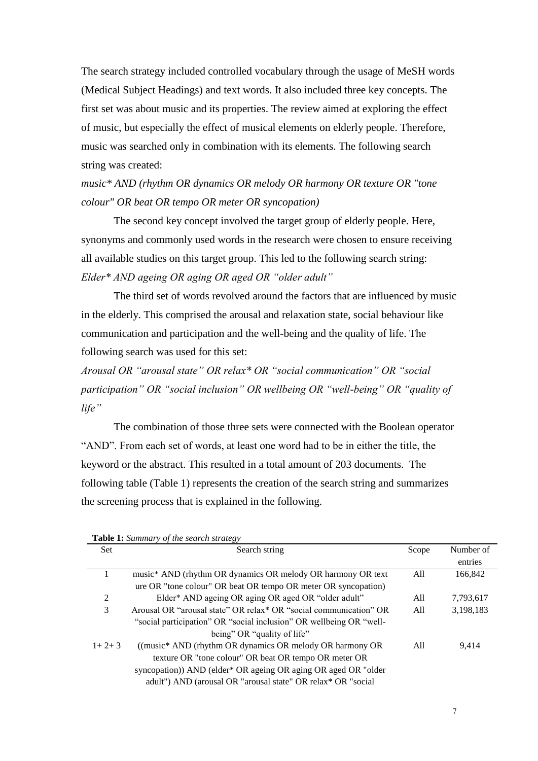The search strategy included controlled vocabulary through the usage of MeSH words (Medical Subject Headings) and text words. It also included three key concepts. The first set was about music and its properties. The review aimed at exploring the effect of music, but especially the effect of musical elements on elderly people. Therefore, music was searched only in combination with its elements. The following search string was created:

*music* AND (rhythm OR dynamics OR melody OR harmony OR texture OR "tone colour" OR beat OR tempo OR meter OR syncopation)*

The second key concept involved the target group of elderly people. Here, synonyms and commonly used words in the research were chosen to ensure receiving all available studies on this target group. This led to the following search string:

*Elder* AND ageing OR aging OR aged OR "older adult"*

The third set of words revolved around the factors that are influenced by music in the elderly. This comprised the arousal and relaxation state, social behaviour like communication and participation and the well-being and the quality of life. The following search was used for this set:

*Arousal OR "arousal state" OR relax* OR "social communication" OR "social participation" OR "social inclusion" OR wellbeing OR "well-being" OR "quality of life"*

The combination of those three sets were connected with the Boolean operator "AND". From each set of words, at least one word had to be in either the title, the keyword or the abstract. This resulted in a total amount of 203 documents. The following table (Table 1) represents the creation of the search string and summarizes the screening process that is explained in the following.

**Table 1:** *Summary of the search strategy*

| Set | Search string | Scope | Number of entries |
|---|---|---|---|
| 1 | music* AND (rhythm OR dynamics OR melody OR harmony OR texture OR "tone colour" OR beat OR tempo OR meter OR syncopation) | All | 166,842 |
| 2 | Elder* AND ageing OR aging OR aged OR "older adult" | All | 7,793,617 |
| 3 | Arousal OR "arousal state" OR relax* OR "social communication" OR "social participation" OR "social inclusion" OR wellbeing OR "well-being" OR "quality of life" | All | 3,198,183 |
| 1+ 2+ 3 | ((music* AND (rhythm OR dynamics OR melody OR harmony OR texture OR "tone colour" OR beat OR tempo OR meter OR syncopation)) AND (elder* OR ageing OR aging OR aged OR "older adult") AND (arousal OR "arousal state" OR relax* OR "social | All | 9,414 |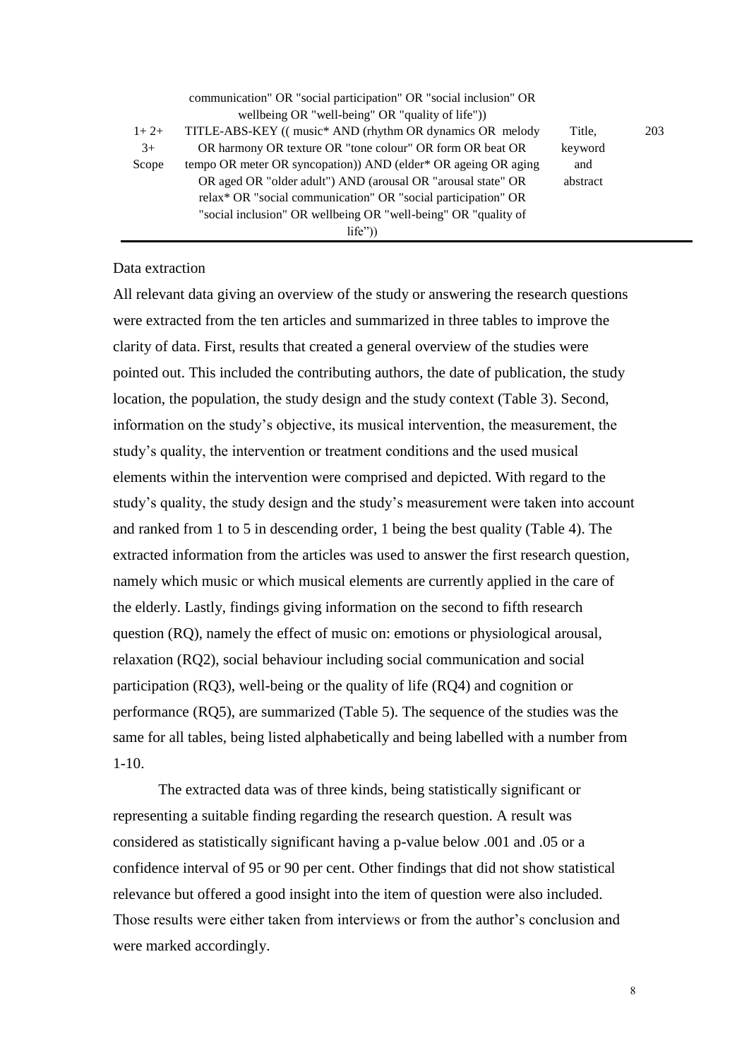| | | | |
|---|---|---|---|
| | communication" OR "social participation" OR "social inclusion" OR wellbeing OR "well-being" OR "quality of life")) | | |
| 1+ 2+ 3+ Scope | TITLE-ABS-KEY (( music* AND (rhythm OR dynamics OR melody OR harmony OR texture OR "tone colour" OR form OR beat OR tempo OR meter OR syncopation)) AND (elder* OR ageing OR aging OR aged OR "older adult") AND (arousal OR "arousal state" OR relax* OR "social communication" OR "social participation" OR "social inclusion" OR wellbeing OR "well-being" OR "quality of life")) | Title, keyword and abstract | 203 |

Data extraction

All relevant data giving an overview of the study or answering the research questions were extracted from the ten articles and summarized in three tables to improve the clarity of data. First, results that created a general overview of the studies were pointed out. This included the contributing authors, the date of publication, the study location, the population, the study design and the study context (Table 3). Second, information on the study's objective, its musical intervention, the measurement, the study's quality, the intervention or treatment conditions and the used musical elements within the intervention were comprised and depicted. With regard to the study's quality, the study design and the study's measurement were taken into account and ranked from 1 to 5 in descending order, 1 being the best quality (Table 4). The extracted information from the articles was used to answer the first research question, namely which music or which musical elements are currently applied in the care of the elderly. Lastly, findings giving information on the second to fifth research question (RQ), namely the effect of music on: emotions or physiological arousal, relaxation (RQ2), social behaviour including social communication and social participation (RQ3), well-being or the quality of life (RQ4) and cognition or performance (RQ5), are summarized (Table 5). The sequence of the studies was the same for all tables, being listed alphabetically and being labelled with a number from 1-10.

The extracted data was of three kinds, being statistically significant or representing a suitable finding regarding the research question. A result was considered as statistically significant having a p-value below .001 and .05 or a confidence interval of 95 or 90 per cent. Other findings that did not show statistical relevance but offered a good insight into the item of question were also included. Those results were either taken from interviews or from the author's conclusion and were marked accordingly.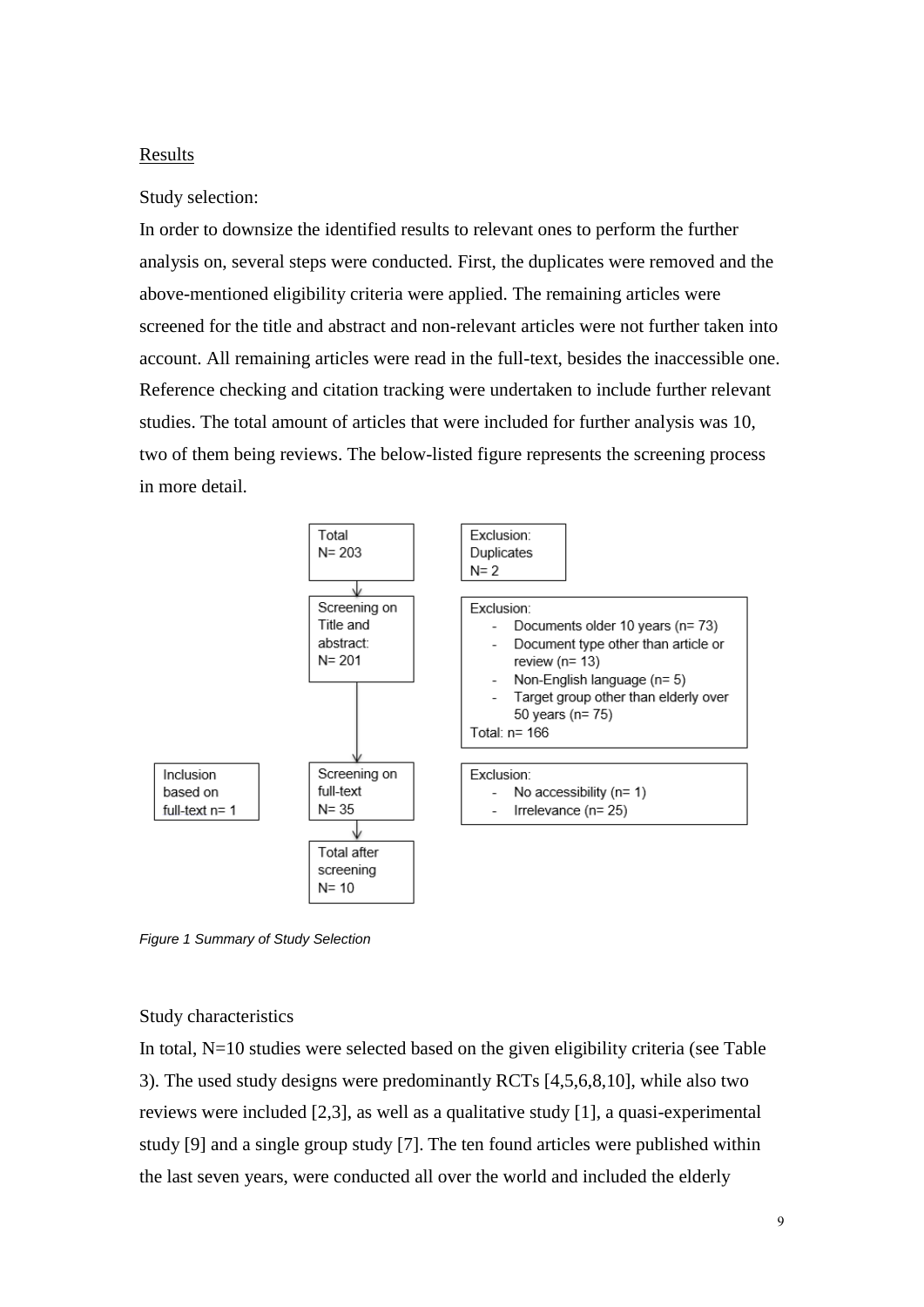## Results

Study selection:

In order to downsize the identified results to relevant ones to perform the further analysis on, several steps were conducted. First, the duplicates were removed and the above-mentioned eligibility criteria were applied. The remaining articles were screened for the title and abstract and non-relevant articles were not further taken into account. All remaining articles were read in the full-text, besides the inaccessible one. Reference checking and citation tracking were undertaken to include further relevant studies. The total amount of articles that were included for further analysis was 10, two of them being reviews. The below-listed figure represents the screening process in more detail.

Total
N= 203

Exclusion:
Duplicates
N= 2

Screening on Title and abstract:
N= 201

Exclusion:
- Documents older 10 years (n= 73)
- Document type other than article or review (n= 13)
- Non-English language (n= 5)
- Target group other than elderly over 50 years (n= 75)

Total: n= 166

Inclusion based on full-text n= 1

Screening on full-text
N= 35

Exclusion:
- No accessibility (n= 1)
- Irrelevance (n= 25)

Total after screening
N= 10

*Figure 1 Summary of Study Selection*

Study characteristics

In total, N=10 studies were selected based on the given eligibility criteria (see Table 3). The used study designs were predominantly RCTs [4,5,6,8,10], while also two reviews were included [2,3], as well as a qualitative study [1], a quasi-experimental study [9] and a single group study [7]. The ten found articles were published within the last seven years, were conducted all over the world and included the elderly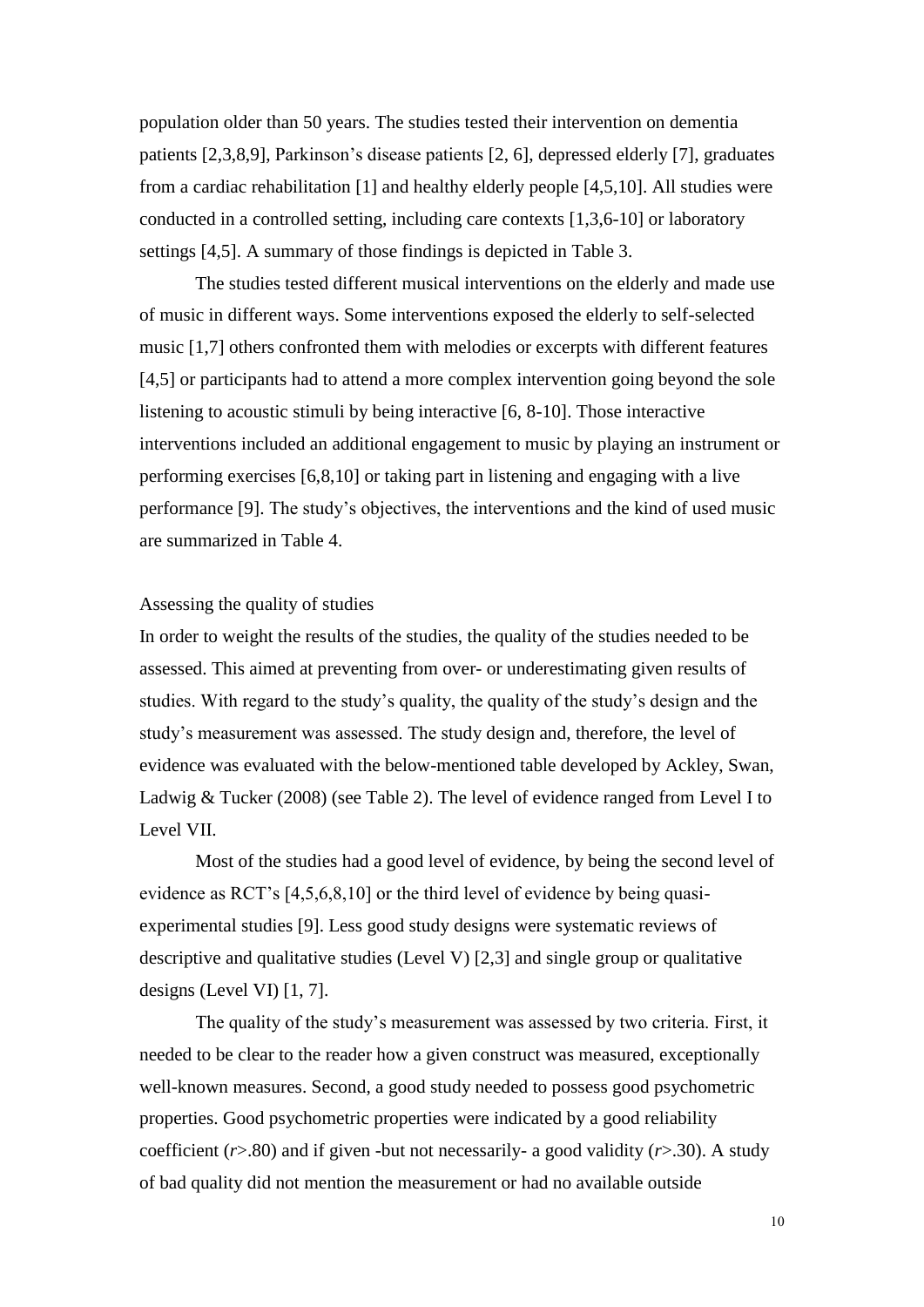population older than 50 years. The studies tested their intervention on dementia patients [2,3,8,9], Parkinson's disease patients [2, 6], depressed elderly [7], graduates from a cardiac rehabilitation [1] and healthy elderly people [4,5,10]. All studies were conducted in a controlled setting, including care contexts [1,3,6-10] or laboratory settings [4,5]. A summary of those findings is depicted in Table 3.

The studies tested different musical interventions on the elderly and made use of music in different ways. Some interventions exposed the elderly to self-selected music [1,7] others confronted them with melodies or excerpts with different features [4,5] or participants had to attend a more complex intervention going beyond the sole listening to acoustic stimuli by being interactive [6, 8-10]. Those interactive interventions included an additional engagement to music by playing an instrument or performing exercises [6,8,10] or taking part in listening and engaging with a live performance [9]. The study's objectives, the interventions and the kind of used music are summarized in Table 4.

## Assessing the quality of studies

In order to weight the results of the studies, the quality of the studies needed to be assessed. This aimed at preventing from over- or underestimating given results of studies. With regard to the study's quality, the quality of the study's design and the study's measurement was assessed. The study design and, therefore, the level of evidence was evaluated with the below-mentioned table developed by Ackley, Swan, Ladwig & Tucker (2008) (see Table 2). The level of evidence ranged from Level I to Level VII.

Most of the studies had a good level of evidence, by being the second level of evidence as RCT's [4,5,6,8,10] or the third level of evidence by being quasi-experimental studies [9]. Less good study designs were systematic reviews of descriptive and qualitative studies (Level V) [2,3] and single group or qualitative designs (Level VI) [1, 7].

The quality of the study's measurement was assessed by two criteria. First, it needed to be clear to the reader how a given construct was measured, exceptionally well-known measures. Second, a good study needed to possess good psychometric properties. Good psychometric properties were indicated by a good reliability coefficient ($r$>.80) and if given -but not necessarily- a good validity ($r$>.30). A study of bad quality did not mention the measurement or had no available outside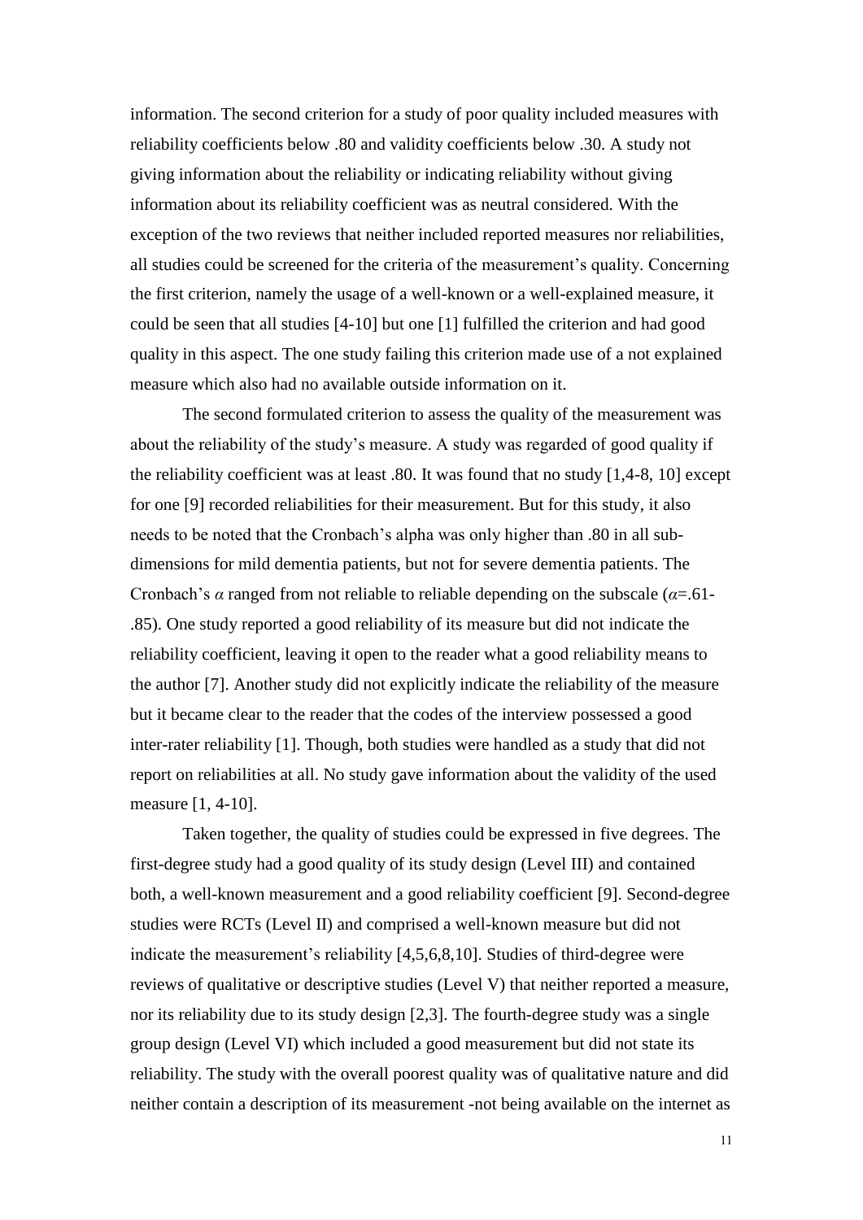information. The second criterion for a study of poor quality included measures with reliability coefficients below .80 and validity coefficients below .30. A study not giving information about the reliability or indicating reliability without giving information about its reliability coefficient was as neutral considered. With the exception of the two reviews that neither included reported measures nor reliabilities, all studies could be screened for the criteria of the measurement's quality. Concerning the first criterion, namely the usage of a well-known or a well-explained measure, it could be seen that all studies [4-10] but one [1] fulfilled the criterion and had good quality in this aspect. The one study failing this criterion made use of a not explained measure which also had no available outside information on it.

The second formulated criterion to assess the quality of the measurement was about the reliability of the study's measure. A study was regarded of good quality if the reliability coefficient was at least .80. It was found that no study [1,4-8, 10] except for one [9] recorded reliabilities for their measurement. But for this study, it also needs to be noted that the Cronbach's alpha was only higher than .80 in all sub-dimensions for mild dementia patients, but not for severe dementia patients. The Cronbach's $\alpha$ ranged from not reliable to reliable depending on the subscale ($\alpha$=.61-.85). One study reported a good reliability of its measure but did not indicate the reliability coefficient, leaving it open to the reader what a good reliability means to the author [7]. Another study did not explicitly indicate the reliability of the measure but it became clear to the reader that the codes of the interview possessed a good inter-rater reliability [1]. Though, both studies were handled as a study that did not report on reliabilities at all. No study gave information about the validity of the used measure [1, 4-10].

Taken together, the quality of studies could be expressed in five degrees. The first-degree study had a good quality of its study design (Level III) and contained both, a well-known measurement and a good reliability coefficient [9]. Second-degree studies were RCTs (Level II) and comprised a well-known measure but did not indicate the measurement's reliability [4,5,6,8,10]. Studies of third-degree were reviews of qualitative or descriptive studies (Level V) that neither reported a measure, nor its reliability due to its study design [2,3]. The fourth-degree study was a single group design (Level VI) which included a good measurement but did not state its reliability. The study with the overall poorest quality was of qualitative nature and did neither contain a description of its measurement -not being available on the internet as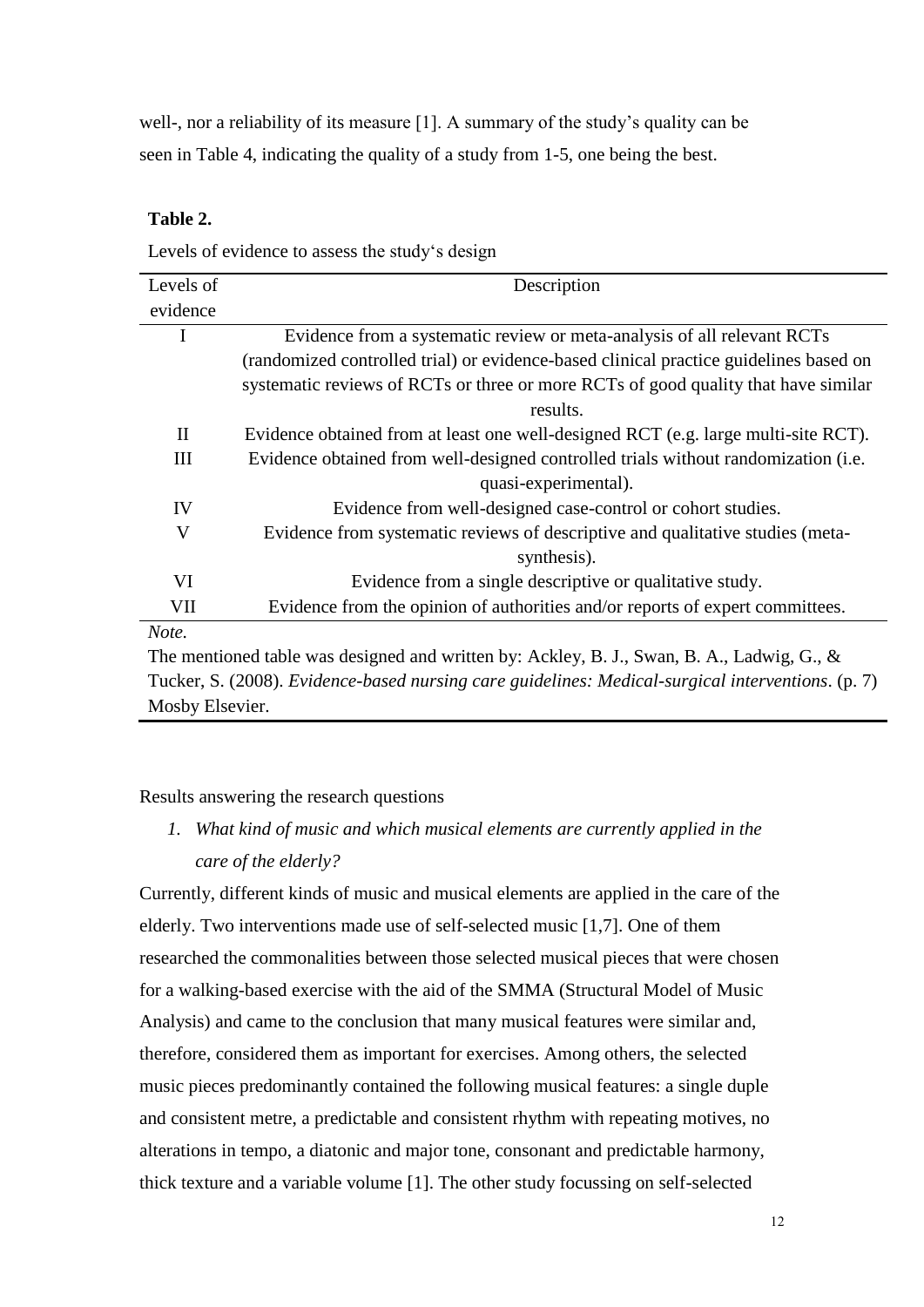well-, nor a reliability of its measure [1]. A summary of the study's quality can be seen in Table 4, indicating the quality of a study from 1-5, one being the best.

**Table 2.**

Levels of evidence to assess the study's design

| Levels of evidence | Description |
|---|---|
| I | Evidence from a systematic review or meta-analysis of all relevant RCTs (randomized controlled trial) or evidence-based clinical practice guidelines based on systematic reviews of RCTs or three or more RCTs of good quality that have similar results. |
| II | Evidence obtained from at least one well-designed RCT (e.g. large multi-site RCT). |
| III | Evidence obtained from well-designed controlled trials without randomization (i.e. quasi-experimental). |
| IV | Evidence from well-designed case-control or cohort studies. |
| V | Evidence from systematic reviews of descriptive and qualitative studies (meta-synthesis). |
| VI | Evidence from a single descriptive or qualitative study. |
| VII | Evidence from the opinion of authorities and/or reports of expert committees. |

*Note.*

The mentioned table was designed and written by: Ackley, B. J., Swan, B. A., Ladwig, G., & Tucker, S. (2008). *Evidence-based nursing care guidelines: Medical-surgical interventions*. (p. 7) Mosby Elsevier.

Results answering the research questions

1. *What kind of music and which musical elements are currently applied in the care of the elderly?*

Currently, different kinds of music and musical elements are applied in the care of the elderly. Two interventions made use of self-selected music [1,7]. One of them researched the commonalities between those selected musical pieces that were chosen for a walking-based exercise with the aid of the SMMA (Structural Model of Music Analysis) and came to the conclusion that many musical features were similar and, therefore, considered them as important for exercises. Among others, the selected music pieces predominantly contained the following musical features: a single duple and consistent metre, a predictable and consistent rhythm with repeating motives, no alterations in tempo, a diatonic and major tone, consonant and predictable harmony, thick texture and a variable volume [1]. The other study focussing on self-selected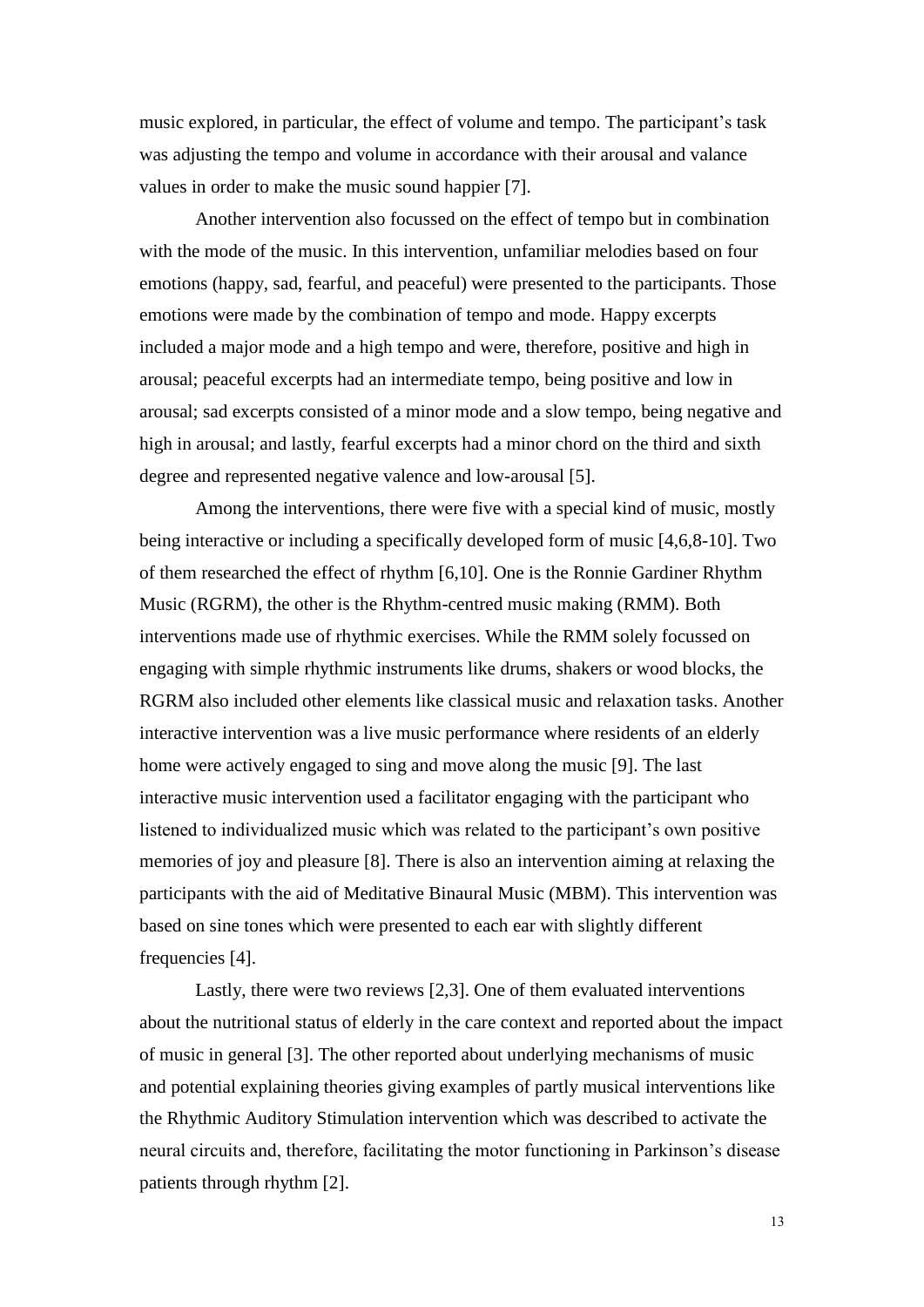music explored, in particular, the effect of volume and tempo. The participant's task was adjusting the tempo and volume in accordance with their arousal and valance values in order to make the music sound happier [7].

Another intervention also focussed on the effect of tempo but in combination with the mode of the music. In this intervention, unfamiliar melodies based on four emotions (happy, sad, fearful, and peaceful) were presented to the participants. Those emotions were made by the combination of tempo and mode. Happy excerpts included a major mode and a high tempo and were, therefore, positive and high in arousal; peaceful excerpts had an intermediate tempo, being positive and low in arousal; sad excerpts consisted of a minor mode and a slow tempo, being negative and high in arousal; and lastly, fearful excerpts had a minor chord on the third and sixth degree and represented negative valence and low-arousal [5].

Among the interventions, there were five with a special kind of music, mostly being interactive or including a specifically developed form of music [4,6,8-10]. Two of them researched the effect of rhythm [6,10]. One is the Ronnie Gardiner Rhythm Music (RGRM), the other is the Rhythm-centred music making (RMM). Both interventions made use of rhythmic exercises. While the RMM solely focussed on engaging with simple rhythmic instruments like drums, shakers or wood blocks, the RGRM also included other elements like classical music and relaxation tasks. Another interactive intervention was a live music performance where residents of an elderly home were actively engaged to sing and move along the music [9]. The last interactive music intervention used a facilitator engaging with the participant who listened to individualized music which was related to the participant's own positive memories of joy and pleasure [8]. There is also an intervention aiming at relaxing the participants with the aid of Meditative Binaural Music (MBM). This intervention was based on sine tones which were presented to each ear with slightly different frequencies [4].

Lastly, there were two reviews [2,3]. One of them evaluated interventions about the nutritional status of elderly in the care context and reported about the impact of music in general [3]. The other reported about underlying mechanisms of music and potential explaining theories giving examples of partly musical interventions like the Rhythmic Auditory Stimulation intervention which was described to activate the neural circuits and, therefore, facilitating the motor functioning in Parkinson's disease patients through rhythm [2].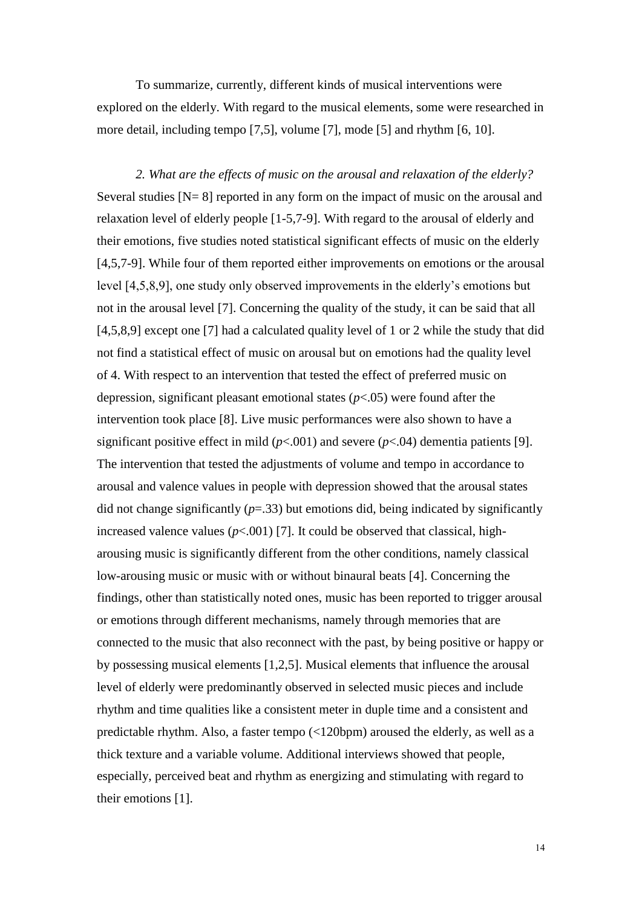To summarize, currently, different kinds of musical interventions were explored on the elderly. With regard to the musical elements, some were researched in more detail, including tempo [7,5], volume [7], mode [5] and rhythm [6, 10].

*2. What are the effects of music on the arousal and relaxation of the elderly?* Several studies [N= 8] reported in any form on the impact of music on the arousal and relaxation level of elderly people [1-5,7-9]. With regard to the arousal of elderly and their emotions, five studies noted statistical significant effects of music on the elderly [4,5,7-9]. While four of them reported either improvements on emotions or the arousal level [4,5,8,9], one study only observed improvements in the elderly's emotions but not in the arousal level [7]. Concerning the quality of the study, it can be said that all [4,5,8,9] except one [7] had a calculated quality level of 1 or 2 while the study that did not find a statistical effect of music on arousal but on emotions had the quality level of 4. With respect to an intervention that tested the effect of preferred music on depression, significant pleasant emotional states ($p<.05$) were found after the intervention took place [8]. Live music performances were also shown to have a significant positive effect in mild ($p<.001$) and severe ($p<.04$) dementia patients [9]. The intervention that tested the adjustments of volume and tempo in accordance to arousal and valence values in people with depression showed that the arousal states did not change significantly ($p=.33$) but emotions did, being indicated by significantly increased valence values ($p<.001$) [7]. It could be observed that classical, high-arousing music is significantly different from the other conditions, namely classical low-arousing music or music with or without binaural beats [4]. Concerning the findings, other than statistically noted ones, music has been reported to trigger arousal or emotions through different mechanisms, namely through memories that are connected to the music that also reconnect with the past, by being positive or happy or by possessing musical elements [1,2,5]. Musical elements that influence the arousal level of elderly were predominantly observed in selected music pieces and include rhythm and time qualities like a consistent meter in duple time and a consistent and predictable rhythm. Also, a faster tempo (<120bpm) aroused the elderly, as well as a thick texture and a variable volume. Additional interviews showed that people, especially, perceived beat and rhythm as energizing and stimulating with regard to their emotions [1].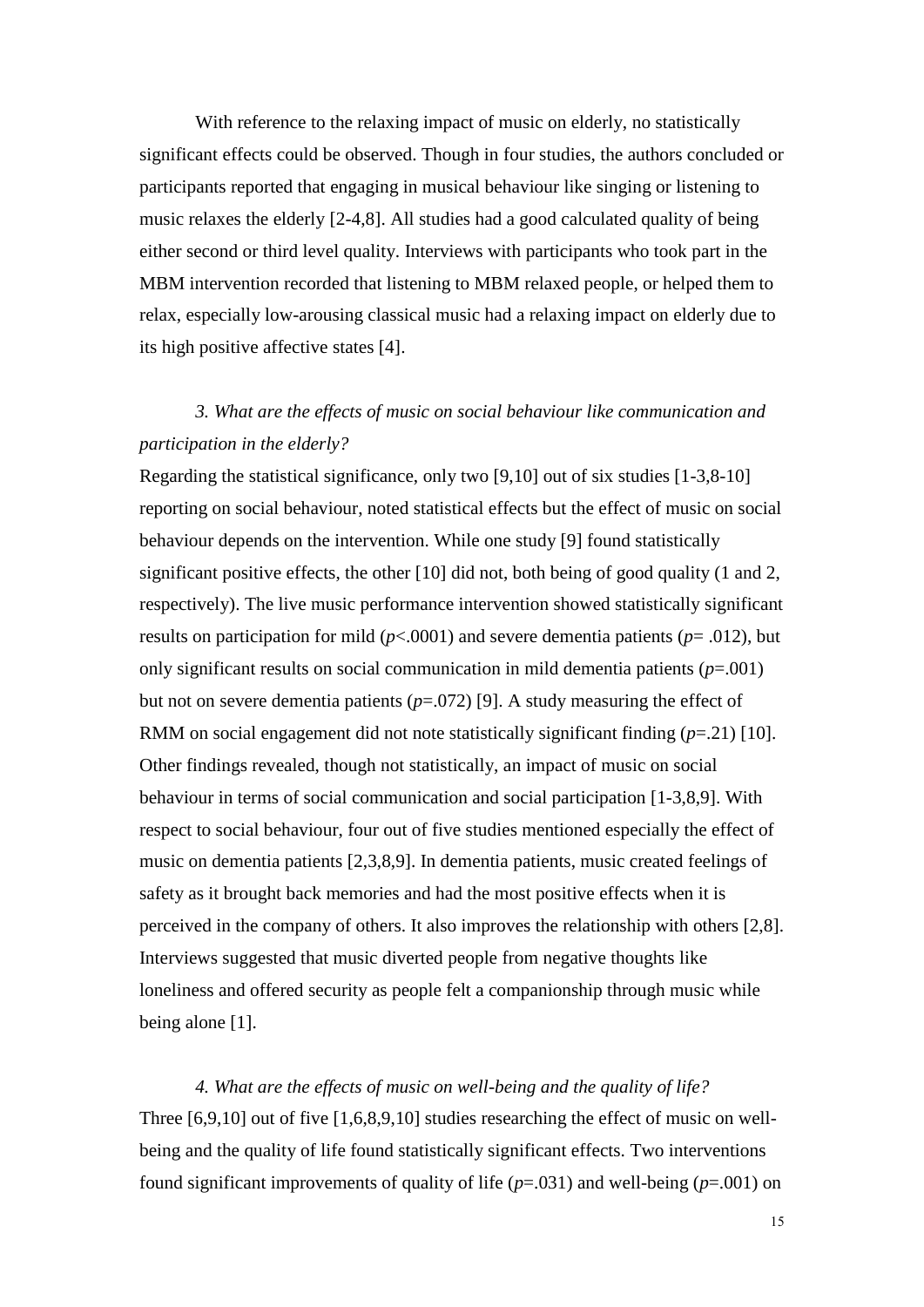With reference to the relaxing impact of music on elderly, no statistically significant effects could be observed. Though in four studies, the authors concluded or participants reported that engaging in musical behaviour like singing or listening to music relaxes the elderly [2-4,8]. All studies had a good calculated quality of being either second or third level quality. Interviews with participants who took part in the MBM intervention recorded that listening to MBM relaxed people, or helped them to relax, especially low-arousing classical music had a relaxing impact on elderly due to its high positive affective states [4].

*3. What are the effects of music on social behaviour like communication and participation in the elderly?*

Regarding the statistical significance, only two [9,10] out of six studies [1-3,8-10] reporting on social behaviour, noted statistical effects but the effect of music on social behaviour depends on the intervention. While one study [9] found statistically significant positive effects, the other [10] did not, both being of good quality (1 and 2, respectively). The live music performance intervention showed statistically significant results on participation for mild ($p<.0001$) and severe dementia patients ($p= .012$), but only significant results on social communication in mild dementia patients ($p=.001$) but not on severe dementia patients ($p=.072$) [9]. A study measuring the effect of RMM on social engagement did not note statistically significant finding ($p=.21$) [10]. Other findings revealed, though not statistically, an impact of music on social behaviour in terms of social communication and social participation [1-3,8,9]. With respect to social behaviour, four out of five studies mentioned especially the effect of music on dementia patients [2,3,8,9]. In dementia patients, music created feelings of safety as it brought back memories and had the most positive effects when it is perceived in the company of others. It also improves the relationship with others [2,8]. Interviews suggested that music diverted people from negative thoughts like loneliness and offered security as people felt a companionship through music while being alone [1].

*4. What are the effects of music on well-being and the quality of life?*

Three [6,9,10] out of five [1,6,8,9,10] studies researching the effect of music on well-being and the quality of life found statistically significant effects. Two interventions found significant improvements of quality of life ($p=.031$) and well-being ($p=.001$) on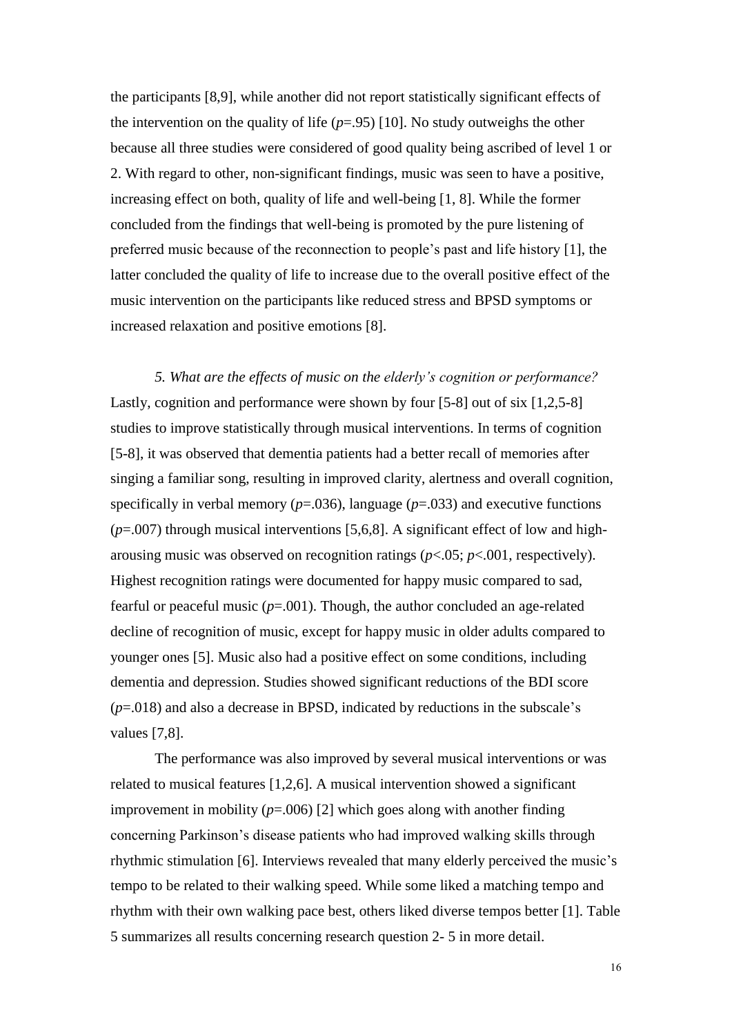the participants [8,9], while another did not report statistically significant effects of the intervention on the quality of life ($p$=.95) [10]. No study outweighs the other because all three studies were considered of good quality being ascribed of level 1 or 2. With regard to other, non-significant findings, music was seen to have a positive, increasing effect on both, quality of life and well-being [1, 8]. While the former concluded from the findings that well-being is promoted by the pure listening of preferred music because of the reconnection to people's past and life history [1], the latter concluded the quality of life to increase due to the overall positive effect of the music intervention on the participants like reduced stress and BPSD symptoms or increased relaxation and positive emotions [8].

*5. What are the effects of music on the elderly's cognition or performance?*

Lastly, cognition and performance were shown by four [5-8] out of six [1,2,5-8] studies to improve statistically through musical interventions. In terms of cognition [5-8], it was observed that dementia patients had a better recall of memories after singing a familiar song, resulting in improved clarity, alertness and overall cognition, specifically in verbal memory ($p$=.036), language ($p$=.033) and executive functions ($p$=.007) through musical interventions [5,6,8]. A significant effect of low and high-arousing music was observed on recognition ratings ($p$<.05; $p$<.001, respectively). Highest recognition ratings were documented for happy music compared to sad, fearful or peaceful music ($p$=.001). Though, the author concluded an age-related decline of recognition of music, except for happy music in older adults compared to younger ones [5]. Music also had a positive effect on some conditions, including dementia and depression. Studies showed significant reductions of the BDI score ($p$=.018) and also a decrease in BPSD, indicated by reductions in the subscale's values [7,8].

The performance was also improved by several musical interventions or was related to musical features [1,2,6]. A musical intervention showed a significant improvement in mobility ($p$=.006) [2] which goes along with another finding concerning Parkinson's disease patients who had improved walking skills through rhythmic stimulation [6]. Interviews revealed that many elderly perceived the music's tempo to be related to their walking speed. While some liked a matching tempo and rhythm with their own walking pace best, others liked diverse tempos better [1]. Table 5 summarizes all results concerning research question 2- 5 in more detail.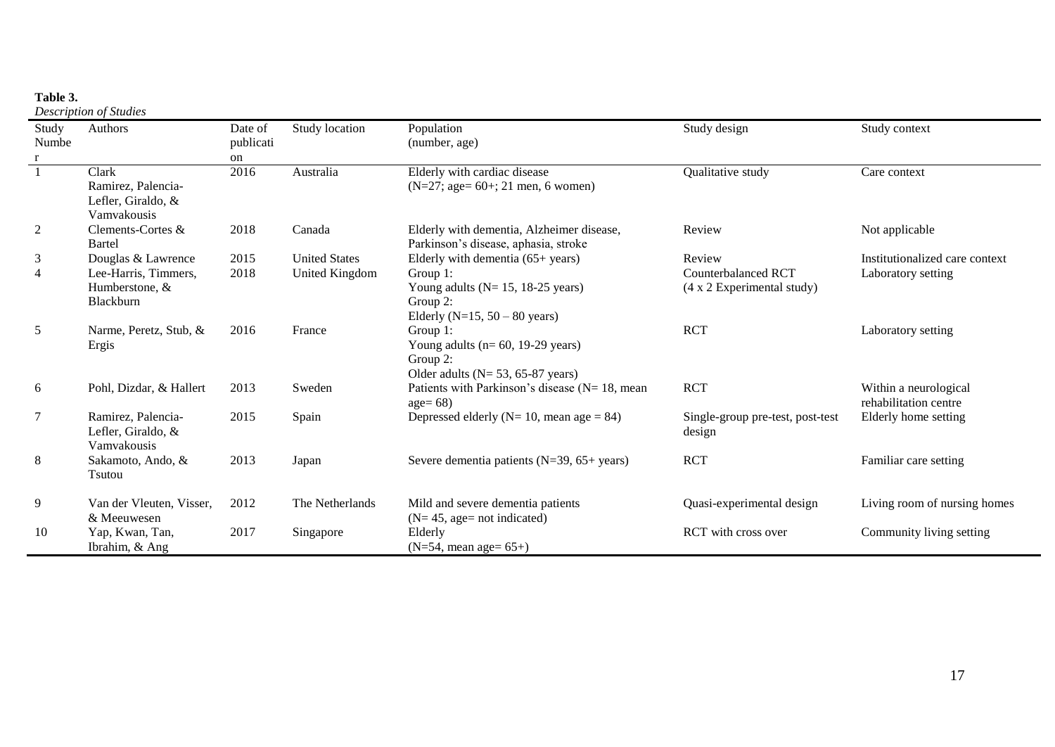**Table 3.**
*Description of Studies*

| Study Number | Authors | Date of publication | Study location | Population (number, age) | Study design | Study context |
|---|---|---|---|---|---|---|
| 1 | Clark Ramirez, Palencia-Lefler, Giraldo, & Vamvakousis | 2016 | Australia | Elderly with cardiac disease (N=27; age= 60+; 21 men, 6 women) | Qualitative study | Care context |
| 2 | Clements-Cortes & Bartel | 2018 | Canada | Elderly with dementia, Alzheimer disease, Parkinson's disease, aphasia, stroke | Review | Not applicable |
| 3 | Douglas & Lawrence | 2015 | United States | Elderly with dementia (65+ years) | Review | Institutionalized care context |
| 4 | Lee-Harris, Timmers, Humberstone, & Blackburn | 2018 | United Kingdom | Group 1: Young adults (N= 15, 18-25 years) Group 2: Elderly (N=15, 50 – 80 years) | Counterbalanced RCT (4 x 2 Experimental study) | Laboratory setting |
| 5 | Narme, Peretz, Stub, & Ergis | 2016 | France | Group 1: Young adults (n= 60, 19-29 years) Group 2: Older adults (N= 53, 65-87 years) | RCT | Laboratory setting |
| 6 | Pohl, Dizdar, & Hallert | 2013 | Sweden | Patients with Parkinson's disease (N= 18, mean age= 68) | RCT | Within a neurological rehabilitation centre |
| 7 | Ramirez, Palencia-Lefler, Giraldo, & Vamvakousis | 2015 | Spain | Depressed elderly (N= 10, mean age = 84) | Single-group pre-test, post-test design | Elderly home setting |
| 8 | Sakamoto, Ando, & Tsutou | 2013 | Japan | Severe dementia patients (N=39, 65+ years) | RCT | Familiar care setting |
| 9 | Van der Vleuten, Visser, & Meeuwesen | 2012 | The Netherlands | Mild and severe dementia patients (N= 45, age= not indicated) | Quasi-experimental design | Living room of nursing homes |
| 10 | Yap, Kwan, Tan, Ibrahim, & Ang | 2017 | Singapore | Elderly (N=54, mean age= 65+) | RCT with cross over | Community living setting |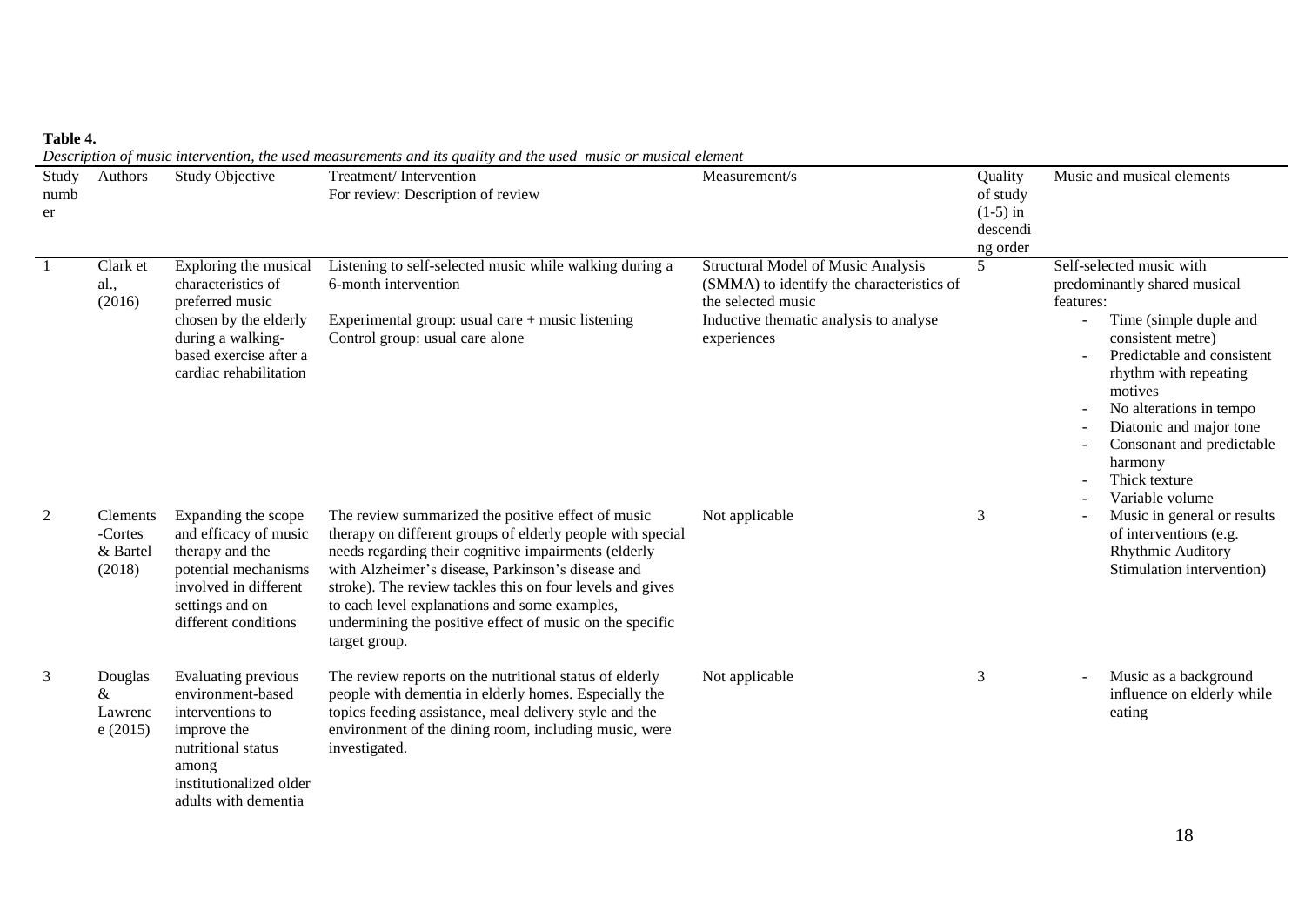**Table 4.**

*Description of music intervention, the used measurements and its quality and the used music or musical element*

| Study number | Authors | Study Objective | Treatment/ Intervention<br>For review: Description of review | Measurement/s | Quality of study (1-5) in descending order | Music and musical elements |
|---|---|---|---|---|---|---|
| 1 | Clark et al., (2016) | Exploring the musical characteristics of preferred music chosen by the elderly during a walking-based exercise after a cardiac rehabilitation | Listening to self-selected music while walking during a 6-month intervention<br><br>Experimental group: usual care + music listening<br>Control group: usual care alone | Structural Model of Music Analysis (SMMA) to identify the characteristics of the selected music<br>Inductive thematic analysis to analyse experiences | 5 | Self-selected music with predominantly shared musical features:<br>- Time (simple duple and consistent metre)<br>- Predictable and consistent rhythm with repeating motives<br>- No alterations in tempo<br>- Diatonic and major tone<br>- Consonant and predictable harmony<br>- Thick texture<br>- Variable volume |
| 2 | Clements-Cortes & Bartel (2018) | Expanding the scope and efficacy of music therapy and the potential mechanisms involved in different settings and on different conditions | The review summarized the positive effect of music therapy on different groups of elderly people with special needs regarding their cognitive impairments (elderly with Alzheimer's disease, Parkinson's disease and stroke). The review tackles this on four levels and gives to each level explanations and some examples, undermining the positive effect of music on the specific target group. | Not applicable | 3 | - Music in general or results of interventions (e.g. Rhythmic Auditory Stimulation intervention) |
| 3 | Douglas & Lawrence (2015) | Evaluating previous environment-based interventions to improve the nutritional status among institutionalized older adults with dementia | The review reports on the nutritional status of elderly people with dementia in elderly homes. Especially the topics feeding assistance, meal delivery style and the environment of the dining room, including music, were investigated. | Not applicable | 3 | - Music as a background influence on elderly while eating |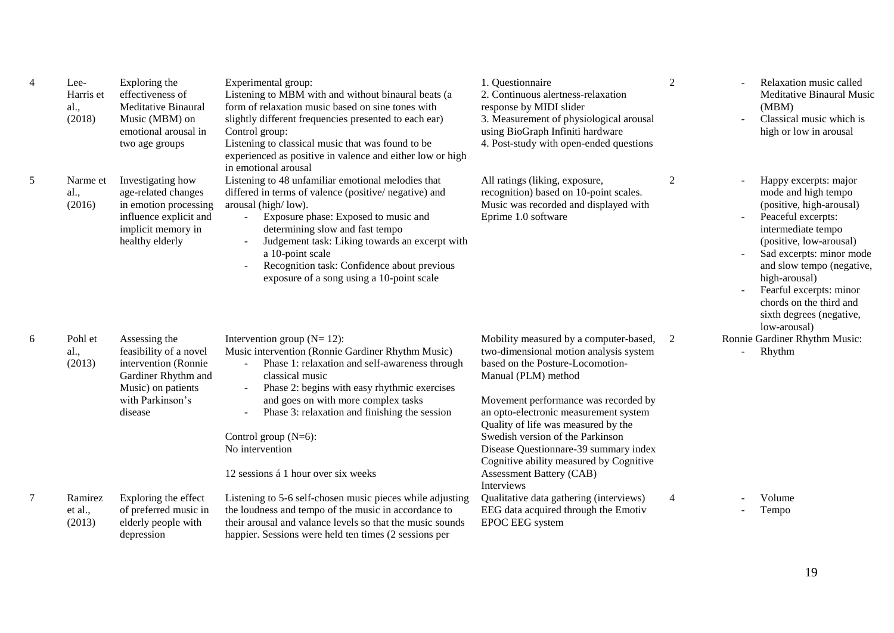| | | | | | | |
|---|---|---|---|---|---|---|
| 4 | Lee-Harris et al., (2018) | Exploring the effectiveness of Meditative Binaural Music (MBM) on emotional arousal in two age groups | Experimental group:<br>Listening to MBM with and without binaural beats (a form of relaxation music based on sine tones with slightly different frequencies presented to each ear)<br>Control group:<br>Listening to classical music that was found to be experienced as positive in valence and either low or high in emotional arousal | 1. Questionnaire<br>2. Continuous alertness-relaxation response by MIDI slider<br>3. Measurement of physiological arousal using BioGraph Infiniti hardware<br>4. Post-study with open-ended questions | 2 | - Relaxation music called Meditative Binaural Music (MBM)<br>- Classical music which is high or low in arousal |
| 5 | Narme et al., (2016) | Investigating how age-related changes in emotion processing influence explicit and implicit memory in healthy elderly | Listening to 48 unfamiliar emotional melodies that differed in terms of valence (positive/ negative) and arousal (high/ low).<br>- Exposure phase: Exposed to music and determining slow and fast tempo<br>- Judgement task: Liking towards an excerpt with a 10-point scale<br>- Recognition task: Confidence about previous exposure of a song using a 10-point scale | All ratings (liking, exposure, recognition) based on 10-point scales. Music was recorded and displayed with Eprime 1.0 software | 2 | - Happy excerpts: major mode and high tempo (positive, high-arousal)<br>- Peaceful excerpts: intermediate tempo (positive, low-arousal)<br>- Sad excerpts: minor mode and slow tempo (negative, high-arousal)<br>- Fearful excerpts: minor chords on the third and sixth degrees (negative, low-arousal) |
| 6 | Pohl et al., (2013) | Assessing the feasibility of a novel intervention (Ronnie Gardiner Rhythm and Music) on patients with Parkinson's disease | Intervention group (N= 12):<br>Music intervention (Ronnie Gardiner Rhythm Music)<br>- Phase 1: relaxation and self-awareness through classical music<br>- Phase 2: begins with easy rhythmic exercises and goes on with more complex tasks<br>- Phase 3: relaxation and finishing the session<br><br>Control group (N=6):<br>No intervention<br><br>12 sessions á 1 hour over six weeks | Mobility measured by a computer-based, two-dimensional motion analysis system based on the Posture-Locomotion-Manual (PLM) method<br><br>Movement performance was recorded by an opto-electronic measurement system<br>Quality of life was measured by the Swedish version of the Parkinson Disease Questionnare-39 summary index<br>Cognitive ability measured by Cognitive Assessment Battery (CAB)<br>Interviews | 2 | Ronnie Gardiner Rhythm Music:<br>- Rhythm |
| 7 | Ramirez et al., (2013) | Exploring the effect of preferred music in elderly people with depression | Listening to 5-6 self-chosen music pieces while adjusting the loudness and tempo of the music in accordance to their arousal and valance levels so that the music sounds happier. Sessions were held ten times (2 sessions per | Qualitative data gathering (interviews)<br>EEG data acquired through the Emotiv EPOC EEG system | 4 | - Volume<br>- Tempo |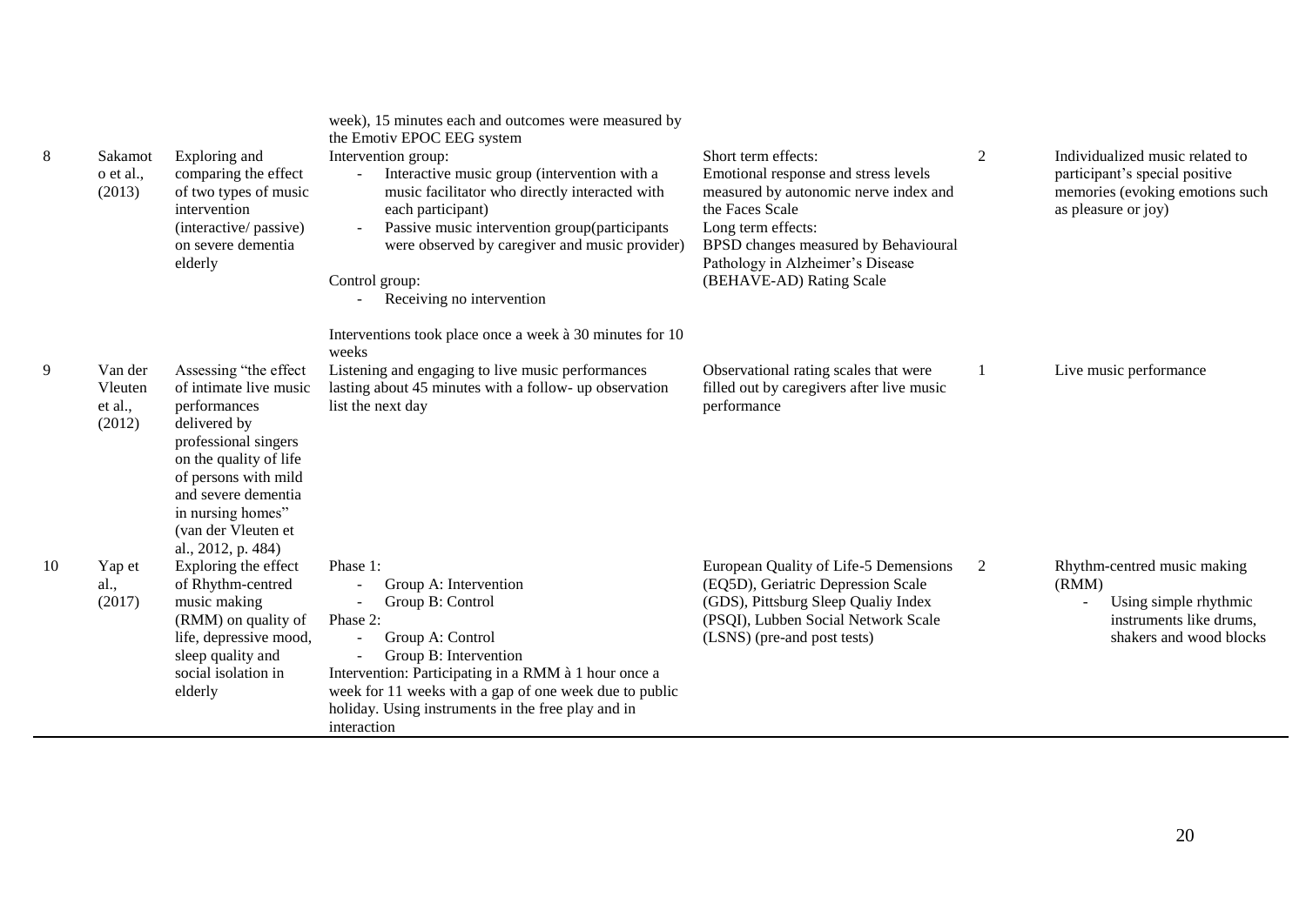| | | | week), 15 minutes each and outcomes were measured by the Emotiv EPOC EEG system | | | |
|---|---|---|---|---|---|---|
| 8 | Sakamoto et al., (2013) | Exploring and comparing the effect of two types of music intervention (interactive/ passive) on severe dementia elderly | Intervention group:<br>- Interactive music group (intervention with a music facilitator who directly interacted with each participant)<br>- Passive music intervention group(participants were observed by caregiver and music provider)<br><br>Control group:<br>- Receiving no intervention<br><br>Interventions took place once a week à 30 minutes for 10 weeks | Short term effects:<br>Emotional response and stress levels measured by autonomic nerve index and the Faces Scale<br>Long term effects:<br>BPSD changes measured by Behavioural Pathology in Alzheimer's Disease (BEHAVE-AD) Rating Scale | 2 | Individualized music related to participant's special positive memories (evoking emotions such as pleasure or joy) |
| 9 | Van der Vleuten et al., (2012) | Assessing "the effect of intimate live music performances delivered by professional singers on the quality of life of persons with mild and severe dementia in nursing homes" (van der Vleuten et al., 2012, p. 484) | Listening and engaging to live music performances lasting about 45 minutes with a follow- up observation list the next day | Observational rating scales that were filled out by caregivers after live music performance | 1 | Live music performance |
| 10 | Yap et al., (2017) | Exploring the effect of Rhythm-centred music making (RMM) on quality of life, depressive mood, sleep quality and social isolation in elderly | Phase 1:<br>- Group A: Intervention<br>- Group B: Control<br>Phase 2:<br>- Group A: Control<br>- Group B: Intervention<br>Intervention: Participating in a RMM à 1 hour once a week for 11 weeks with a gap of one week due to public holiday. Using instruments in the free play and in interaction | European Quality of Life-5 Demensions (EQ5D), Geriatric Depression Scale (GDS), Pittsburg Sleep Qualiy Index (PSQI), Lubben Social Network Scale (LSNS) (pre-and post tests) | 2 | Rhythm-centred music making (RMM)<br>- Using simple rhythmic instruments like drums, shakers and wood blocks |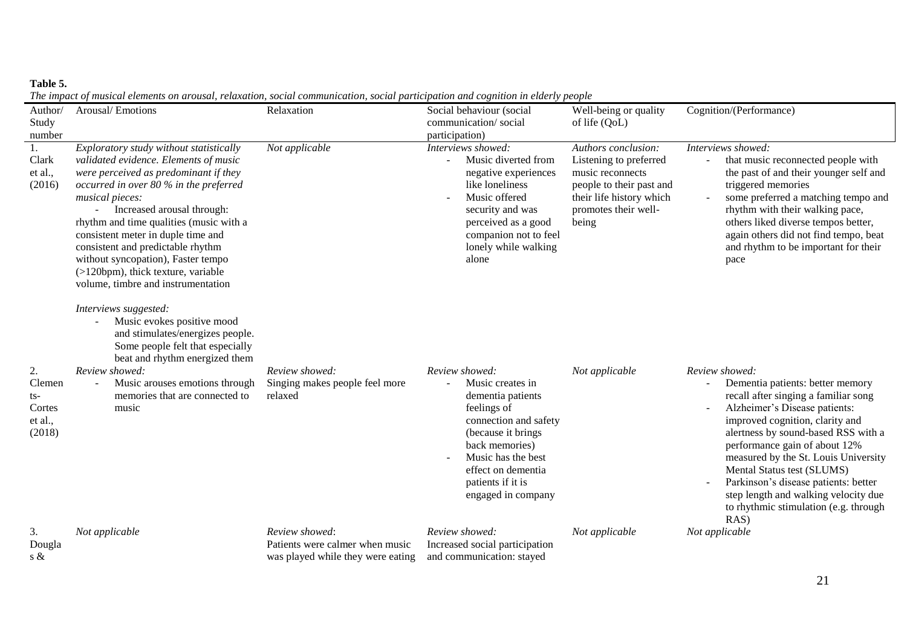**Table 5.**

*The impact of musical elements on arousal, relaxation, social communication, social participation and cognition in elderly people*

| Author/ Study number | Arousal/ Emotions | Relaxation | Social behaviour (social communication/ social participation) | Well-being or quality of life (QoL) | Cognition/(Performance) |
|---|---|---|---|---|---|
| 1. Clark et al., (2016) | *Exploratory study without statistically validated evidence. Elements of music were perceived as predominant if they occurred in over 80 % in the preferred musical pieces:* <br> - Increased arousal through: rhythm and time qualities (music with a consistent meter in duple time and consistent and predictable rhythm without syncopation), Faster tempo (>120bpm), thick texture, variable volume, timbre and instrumentation <br><br> *Interviews suggested:* <br> - Music evokes positive mood and stimulates/energizes people. Some people felt that especially beat and rhythm energized them | *Not applicable* | *Interviews showed:* <br> - Music diverted from negative experiences like loneliness <br> - Music offered security and was perceived as a good companion not to feel lonely while walking alone | *Authors conclusion:* Listening to preferred music reconnects people to their past and their life history which promotes their well-being | *Interviews showed:* <br> - that music reconnected people with the past of and their younger self and triggered memories <br> - some preferred a matching tempo and rhythm with their walking pace, others liked diverse tempos better, again others did not find tempo, beat and rhythm to be important for their pace |
| 2. Clemen ts-Cortes et al., (2018) | *Review showed:* <br> - Music arouses emotions through memories that are connected to music | *Review showed:* Singing makes people feel more relaxed | *Review showed:* <br> - Music creates in dementia patients feelings of connection and safety (because it brings back memories) <br> - Music has the best effect on dementia patients if it is engaged in company | *Not applicable* | *Review showed:* <br> - Dementia patients: better memory recall after singing a familiar song <br> - Alzheimer's Disease patients: improved cognition, clarity and alertness by sound-based RSS with a performance gain of about 12% measured by the St. Louis University Mental Status test (SLUMS) <br> - Parkinson's disease patients: better step length and walking velocity due to rhythmic stimulation (e.g. through RAS) |
| 3. Dougla s & | *Not applicable* | *Review showed*: Patients were calmer when music was played while they were eating | *Review showed:* Increased social participation and communication: stayed | *Not applicable* | *Not applicable* |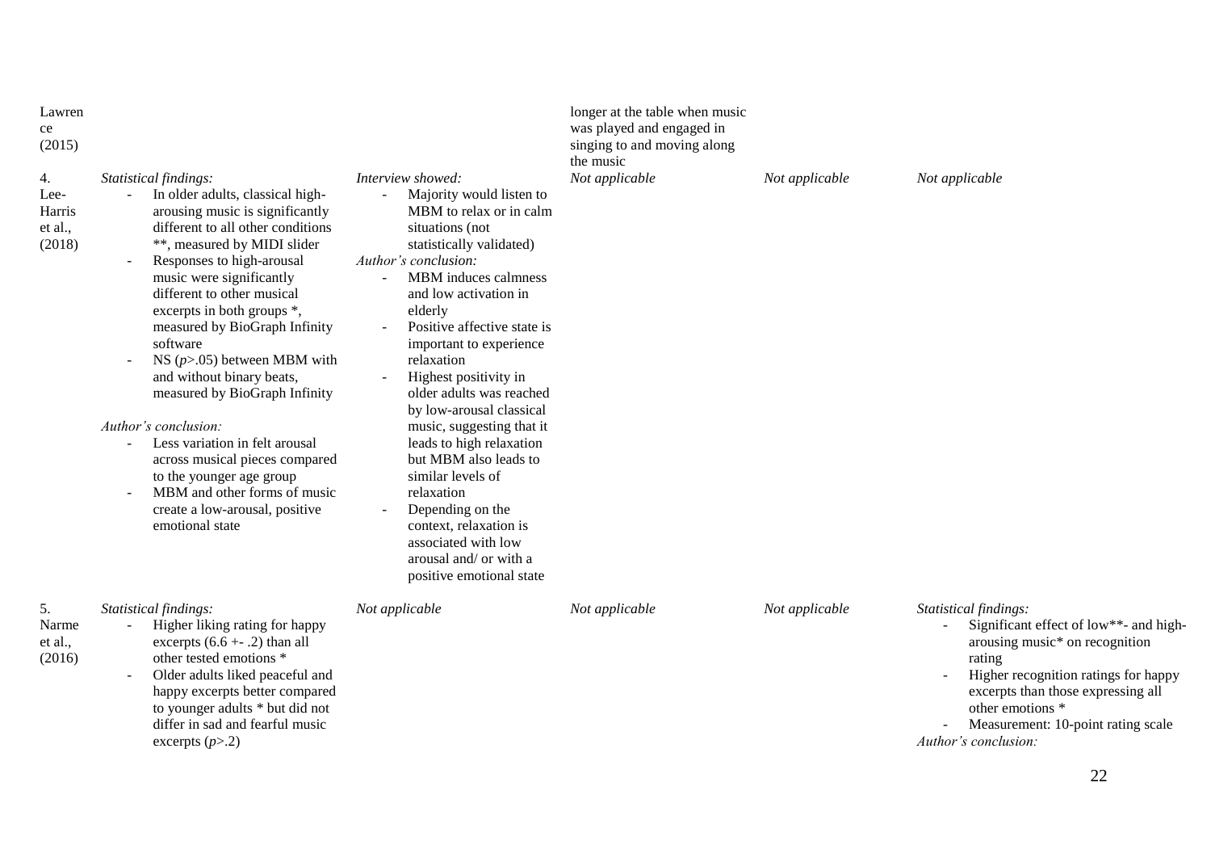| | | | | | |
|---|---|---|---|---|---|
| Lawrence (2015) | | | longer at the table when music was played and engaged in singing to and moving along the music | | |
| 4. Lee-Harris et al., (2018) | *Statistical findings:*<br>- In older adults, classical high-arousing music is significantly different to all other conditions **, measured by MIDI slider<br>- Responses to high-arousal music were significantly different to other musical excerpts in both groups *, measured by BioGraph Infinity software<br>- NS ($p$>.05) between MBM with and without binary beats, measured by BioGraph Infinity<br><br>*Author's conclusion:*<br>- Less variation in felt arousal across musical pieces compared to the younger age group<br>- MBM and other forms of music create a low-arousal, positive emotional state | *Interview showed:*<br>- Majority would listen to MBM to relax or in calm situations (not statistically validated)<br>*Author's conclusion:*<br>- MBM induces calmness and low activation in elderly<br>- Positive affective state is important to experience relaxation<br>- Highest positivity in older adults was reached by low-arousal classical music, suggesting that it leads to high relaxation but MBM also leads to similar levels of relaxation<br>- Depending on the context, relaxation is associated with low arousal and/ or with a positive emotional state | *Not applicable* | *Not applicable* | *Not applicable* |
| 5. Narme et al., (2016) | *Statistical findings:*<br>- Higher liking rating for happy excerpts (6.6 +- .2) than all other tested emotions *<br>- Older adults liked peaceful and happy excerpts better compared to younger adults * but did not differ in sad and fearful music excerpts ($p$>.2) | *Not applicable* | *Not applicable* | *Not applicable* | *Statistical findings:*<br>- Significant effect of low**- and high-arousing music* on recognition rating<br>- Higher recognition ratings for happy excerpts than those expressing all other emotions *<br>- Measurement: 10-point rating scale<br>*Author's conclusion:* |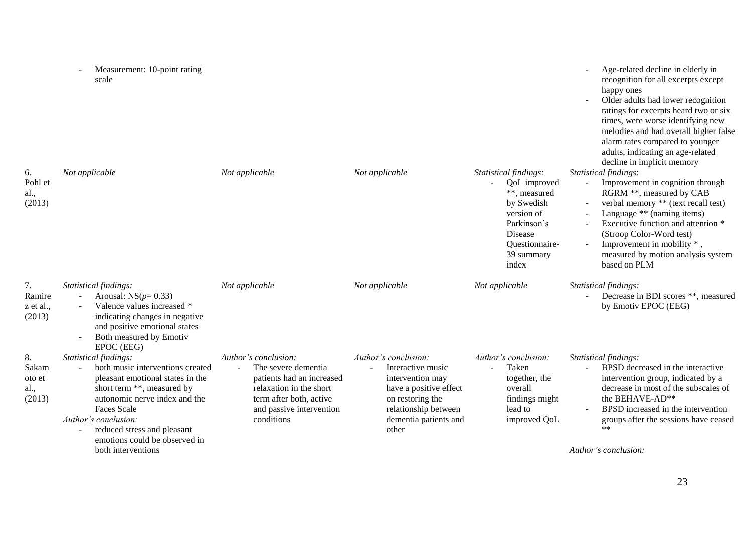| | | | | | |
|---|---|---|---|---|---|
| | - Measurement: 10-point rating scale | | | | - Age-related decline in elderly in recognition for all excerpts except happy ones<br>- Older adults had lower recognition ratings for excerpts heard two or six times, were worse identifying new melodies and had overall higher false alarm rates compared to younger adults, indicating an age-related decline in implicit memory |
| 6. Pohl et al., (2013) | *Not applicable* | *Not applicable* | *Not applicable* | *Statistical findings:*<br>- QoL improved **, measured by Swedish version of Parkinson's Disease Questionnaire-39 summary index | *Statistical findings*:<br>- Improvement in cognition through RGRM **, measured by CAB<br>- verbal memory ** (text recall test)<br>- Language ** (naming items)<br>- Executive function and attention * (Stroop Color-Word test)<br>- Improvement in mobility *, measured by motion analysis system based on PLM |
| 7. Ramirez et al., (2013) | *Statistical findings:*<br>- Arousal: NS($p$= 0.33)<br>- Valence values increased * indicating changes in negative and positive emotional states<br>- Both measured by Emotiv EPOC (EEG) | *Not applicable* | *Not applicable* | *Not applicable* | *Statistical findings:*<br>- Decrease in BDI scores **, measured by Emotiv EPOC (EEG) |
| 8. Sakamoto et al., (2013) | *Statistical findings:*<br>- both music interventions created pleasant emotional states in the short term **, measured by autonomic nerve index and the Faces Scale<br>*Author's conclusion:*<br>- reduced stress and pleasant emotions could be observed in both interventions | *Author's conclusion:*<br>- The severe dementia patients had an increased relaxation in the short term after both, active and passive intervention conditions | *Author's conclusion:*<br>- Interactive music intervention may have a positive effect on restoring the relationship between dementia patients and other | *Author's conclusion:*<br>- Taken together, the overall findings might lead to improved QoL | *Statistical findings:*<br>- BPSD decreased in the interactive intervention group, indicated by a decrease in most of the subscales of the BEHAVE-AD**<br>- BPSD increased in the intervention groups after the sessions have ceased **<br><br>*Author's conclusion:* |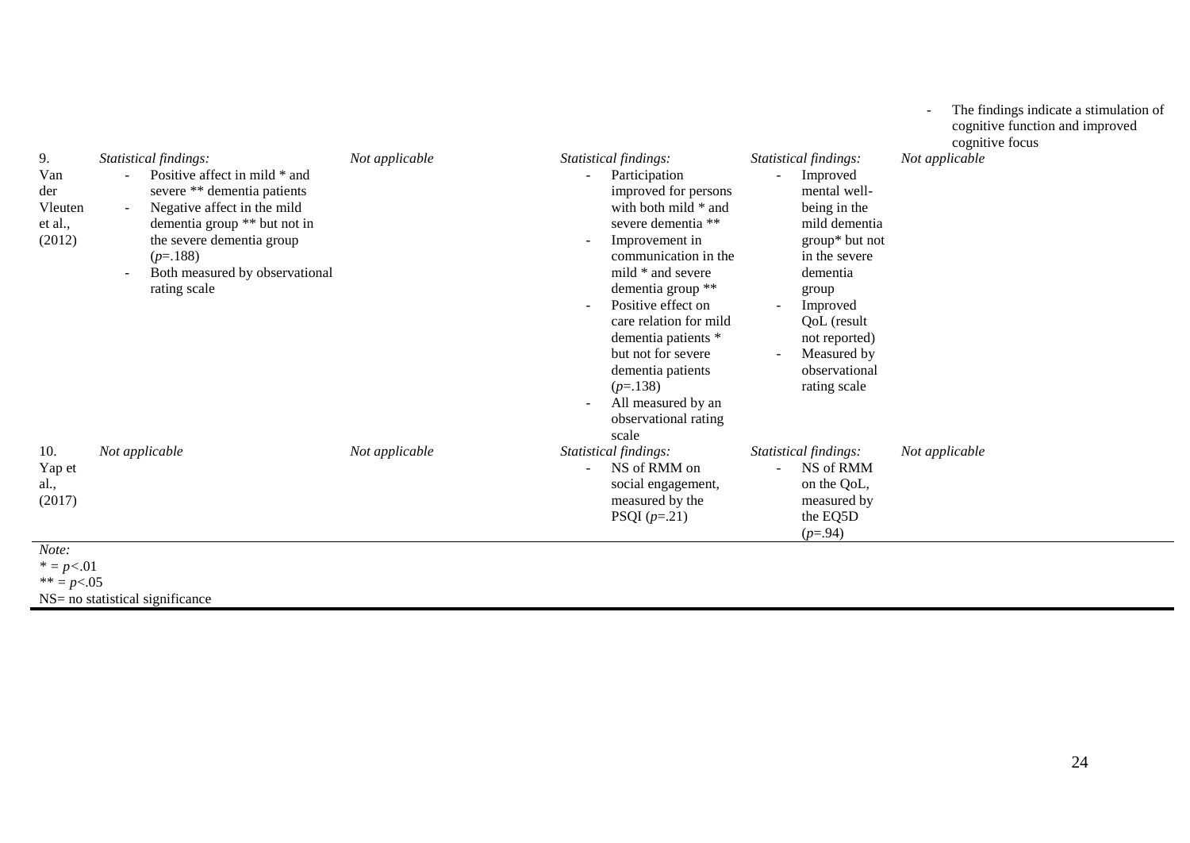| | | | | | |
|---|---|---|---|---|---|
| | | | | | - The findings indicate a stimulation of cognitive function and improved cognitive focus |
| 9. Van der Vleuten et al., (2012) | *Statistical findings:*<br>- Positive affect in mild * and severe ** dementia patients<br>- Negative affect in the mild dementia group ** but not in the severe dementia group ($p$=.188)<br>- Both measured by observational rating scale | *Not applicable* | *Statistical findings:*<br>- Participation improved for persons with both mild * and severe dementia **<br>- Improvement in communication in the mild * and severe dementia group **<br>- Positive effect on care relation for mild dementia patients * but not for severe dementia patients ($p$=.138)<br>- All measured by an observational rating scale | *Statistical findings:*<br>- Improved mental well-being in the mild dementia group* but not in the severe dementia group<br>- Improved QoL (result not reported)<br>- Measured by observational rating scale | *Not applicable* |
| 10. Yap et al., (2017) | *Not applicable* | *Not applicable* | *Statistical findings:*<br>- NS of RMM on social engagement, measured by the PSQI ($p$=.21) | *Statistical findings:*<br>- NS of RMM on the QoL, measured by the EQ5D ($p$=.94) | *Not applicable* |

*Note:*
* = $p$<.01
** = $p$<.05
NS= no statistical significance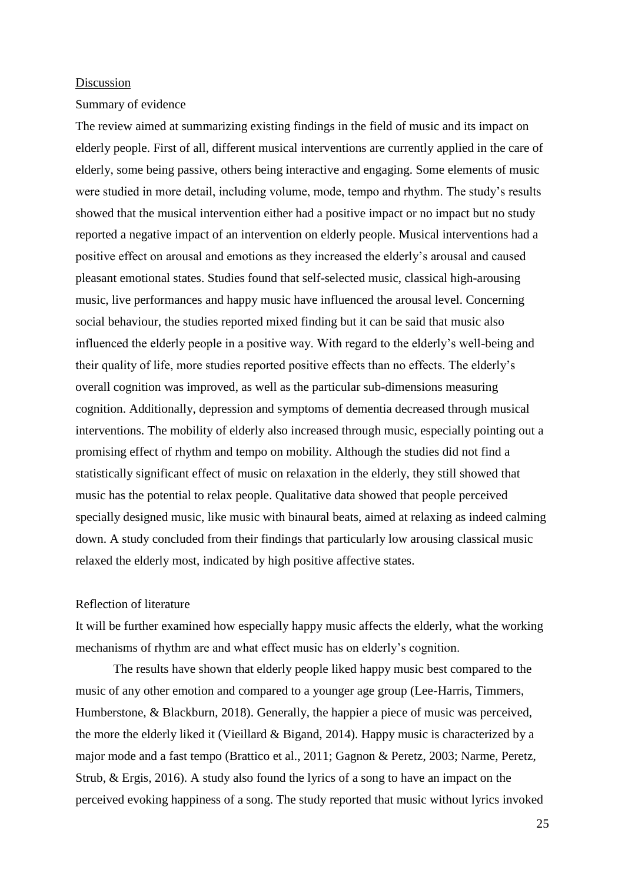## Discussion

### Summary of evidence

The review aimed at summarizing existing findings in the field of music and its impact on elderly people. First of all, different musical interventions are currently applied in the care of elderly, some being passive, others being interactive and engaging. Some elements of music were studied in more detail, including volume, mode, tempo and rhythm. The study's results showed that the musical intervention either had a positive impact or no impact but no study reported a negative impact of an intervention on elderly people. Musical interventions had a positive effect on arousal and emotions as they increased the elderly's arousal and caused pleasant emotional states. Studies found that self-selected music, classical high-arousing music, live performances and happy music have influenced the arousal level. Concerning social behaviour, the studies reported mixed finding but it can be said that music also influenced the elderly people in a positive way. With regard to the elderly's well-being and their quality of life, more studies reported positive effects than no effects. The elderly's overall cognition was improved, as well as the particular sub-dimensions measuring cognition. Additionally, depression and symptoms of dementia decreased through musical interventions. The mobility of elderly also increased through music, especially pointing out a promising effect of rhythm and tempo on mobility. Although the studies did not find a statistically significant effect of music on relaxation in the elderly, they still showed that music has the potential to relax people. Qualitative data showed that people perceived specially designed music, like music with binaural beats, aimed at relaxing as indeed calming down. A study concluded from their findings that particularly low arousing classical music relaxed the elderly most, indicated by high positive affective states.

### Reflection of literature

It will be further examined how especially happy music affects the elderly, what the working mechanisms of rhythm are and what effect music has on elderly's cognition.

The results have shown that elderly people liked happy music best compared to the music of any other emotion and compared to a younger age group (Lee-Harris, Timmers, Humberstone, & Blackburn, 2018). Generally, the happier a piece of music was perceived, the more the elderly liked it (Vieillard & Bigand, 2014). Happy music is characterized by a major mode and a fast tempo (Brattico et al., 2011; Gagnon & Peretz, 2003; Narme, Peretz, Strub, & Ergis, 2016). A study also found the lyrics of a song to have an impact on the perceived evoking happiness of a song. The study reported that music without lyrics invoked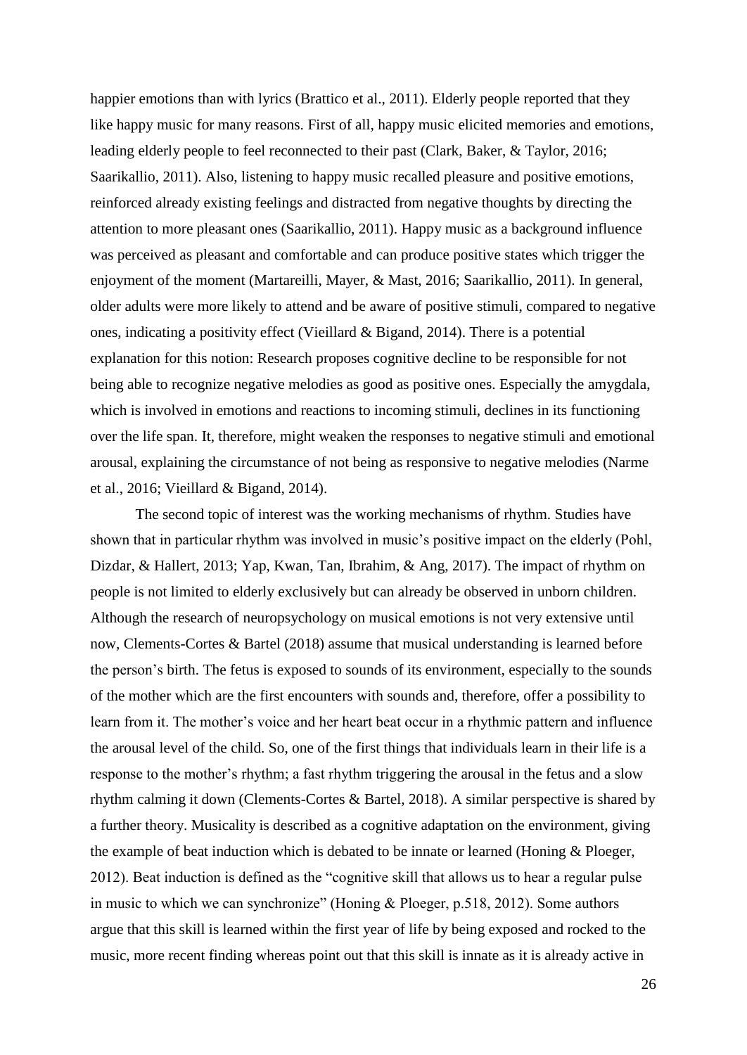happier emotions than with lyrics (Brattico et al., 2011). Elderly people reported that they like happy music for many reasons. First of all, happy music elicited memories and emotions, leading elderly people to feel reconnected to their past (Clark, Baker, & Taylor, 2016; Saarikallio, 2011). Also, listening to happy music recalled pleasure and positive emotions, reinforced already existing feelings and distracted from negative thoughts by directing the attention to more pleasant ones (Saarikallio, 2011). Happy music as a background influence was perceived as pleasant and comfortable and can produce positive states which trigger the enjoyment of the moment (Martareilli, Mayer, & Mast, 2016; Saarikallio, 2011). In general, older adults were more likely to attend and be aware of positive stimuli, compared to negative ones, indicating a positivity effect (Vieillard & Bigand, 2014). There is a potential explanation for this notion: Research proposes cognitive decline to be responsible for not being able to recognize negative melodies as good as positive ones. Especially the amygdala, which is involved in emotions and reactions to incoming stimuli, declines in its functioning over the life span. It, therefore, might weaken the responses to negative stimuli and emotional arousal, explaining the circumstance of not being as responsive to negative melodies (Narme et al., 2016; Vieillard & Bigand, 2014).

The second topic of interest was the working mechanisms of rhythm. Studies have shown that in particular rhythm was involved in music's positive impact on the elderly (Pohl, Dizdar, & Hallert, 2013; Yap, Kwan, Tan, Ibrahim, & Ang, 2017). The impact of rhythm on people is not limited to elderly exclusively but can already be observed in unborn children. Although the research of neuropsychology on musical emotions is not very extensive until now, Clements-Cortes & Bartel (2018) assume that musical understanding is learned before the person's birth. The fetus is exposed to sounds of its environment, especially to the sounds of the mother which are the first encounters with sounds and, therefore, offer a possibility to learn from it. The mother's voice and her heart beat occur in a rhythmic pattern and influence the arousal level of the child. So, one of the first things that individuals learn in their life is a response to the mother's rhythm; a fast rhythm triggering the arousal in the fetus and a slow rhythm calming it down (Clements-Cortes & Bartel, 2018). A similar perspective is shared by a further theory. Musicality is described as a cognitive adaptation on the environment, giving the example of beat induction which is debated to be innate or learned (Honing & Ploeger, 2012). Beat induction is defined as the "cognitive skill that allows us to hear a regular pulse in music to which we can synchronize" (Honing & Ploeger, p.518, 2012). Some authors argue that this skill is learned within the first year of life by being exposed and rocked to the music, more recent finding whereas point out that this skill is innate as it is already active in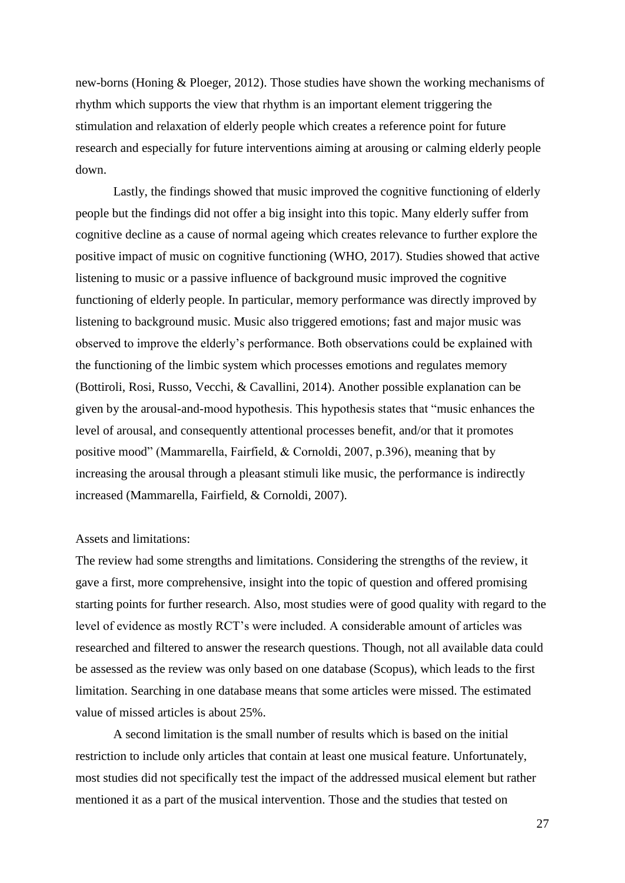new-borns (Honing & Ploeger, 2012). Those studies have shown the working mechanisms of rhythm which supports the view that rhythm is an important element triggering the stimulation and relaxation of elderly people which creates a reference point for future research and especially for future interventions aiming at arousing or calming elderly people down.

Lastly, the findings showed that music improved the cognitive functioning of elderly people but the findings did not offer a big insight into this topic. Many elderly suffer from cognitive decline as a cause of normal ageing which creates relevance to further explore the positive impact of music on cognitive functioning (WHO, 2017). Studies showed that active listening to music or a passive influence of background music improved the cognitive functioning of elderly people. In particular, memory performance was directly improved by listening to background music. Music also triggered emotions; fast and major music was observed to improve the elderly's performance. Both observations could be explained with the functioning of the limbic system which processes emotions and regulates memory (Bottiroli, Rosi, Russo, Vecchi, & Cavallini, 2014). Another possible explanation can be given by the arousal-and-mood hypothesis. This hypothesis states that "music enhances the level of arousal, and consequently attentional processes benefit, and/or that it promotes positive mood" (Mammarella, Fairfield, & Cornoldi, 2007, p.396), meaning that by increasing the arousal through a pleasant stimuli like music, the performance is indirectly increased (Mammarella, Fairfield, & Cornoldi, 2007).

Assets and limitations:

The review had some strengths and limitations. Considering the strengths of the review, it gave a first, more comprehensive, insight into the topic of question and offered promising starting points for further research. Also, most studies were of good quality with regard to the level of evidence as mostly RCT's were included. A considerable amount of articles was researched and filtered to answer the research questions. Though, not all available data could be assessed as the review was only based on one database (Scopus), which leads to the first limitation. Searching in one database means that some articles were missed. The estimated value of missed articles is about 25%.

A second limitation is the small number of results which is based on the initial restriction to include only articles that contain at least one musical feature. Unfortunately, most studies did not specifically test the impact of the addressed musical element but rather mentioned it as a part of the musical intervention. Those and the studies that tested on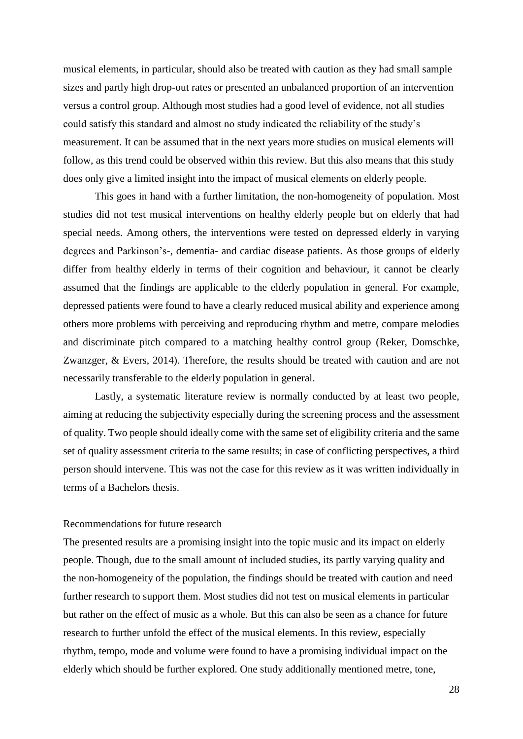musical elements, in particular, should also be treated with caution as they had small sample sizes and partly high drop-out rates or presented an unbalanced proportion of an intervention versus a control group. Although most studies had a good level of evidence, not all studies could satisfy this standard and almost no study indicated the reliability of the study's measurement. It can be assumed that in the next years more studies on musical elements will follow, as this trend could be observed within this review. But this also means that this study does only give a limited insight into the impact of musical elements on elderly people.

This goes in hand with a further limitation, the non-homogeneity of population. Most studies did not test musical interventions on healthy elderly people but on elderly that had special needs. Among others, the interventions were tested on depressed elderly in varying degrees and Parkinson's-, dementia- and cardiac disease patients. As those groups of elderly differ from healthy elderly in terms of their cognition and behaviour, it cannot be clearly assumed that the findings are applicable to the elderly population in general. For example, depressed patients were found to have a clearly reduced musical ability and experience among others more problems with perceiving and reproducing rhythm and metre, compare melodies and discriminate pitch compared to a matching healthy control group (Reker, Domschke, Zwanzger, & Evers, 2014). Therefore, the results should be treated with caution and are not necessarily transferable to the elderly population in general.

Lastly, a systematic literature review is normally conducted by at least two people, aiming at reducing the subjectivity especially during the screening process and the assessment of quality. Two people should ideally come with the same set of eligibility criteria and the same set of quality assessment criteria to the same results; in case of conflicting perspectives, a third person should intervene. This was not the case for this review as it was written individually in terms of a Bachelors thesis.

## Recommendations for future research

The presented results are a promising insight into the topic music and its impact on elderly people. Though, due to the small amount of included studies, its partly varying quality and the non-homogeneity of the population, the findings should be treated with caution and need further research to support them. Most studies did not test on musical elements in particular but rather on the effect of music as a whole. But this can also be seen as a chance for future research to further unfold the effect of the musical elements. In this review, especially rhythm, tempo, mode and volume were found to have a promising individual impact on the elderly which should be further explored. One study additionally mentioned metre, tone,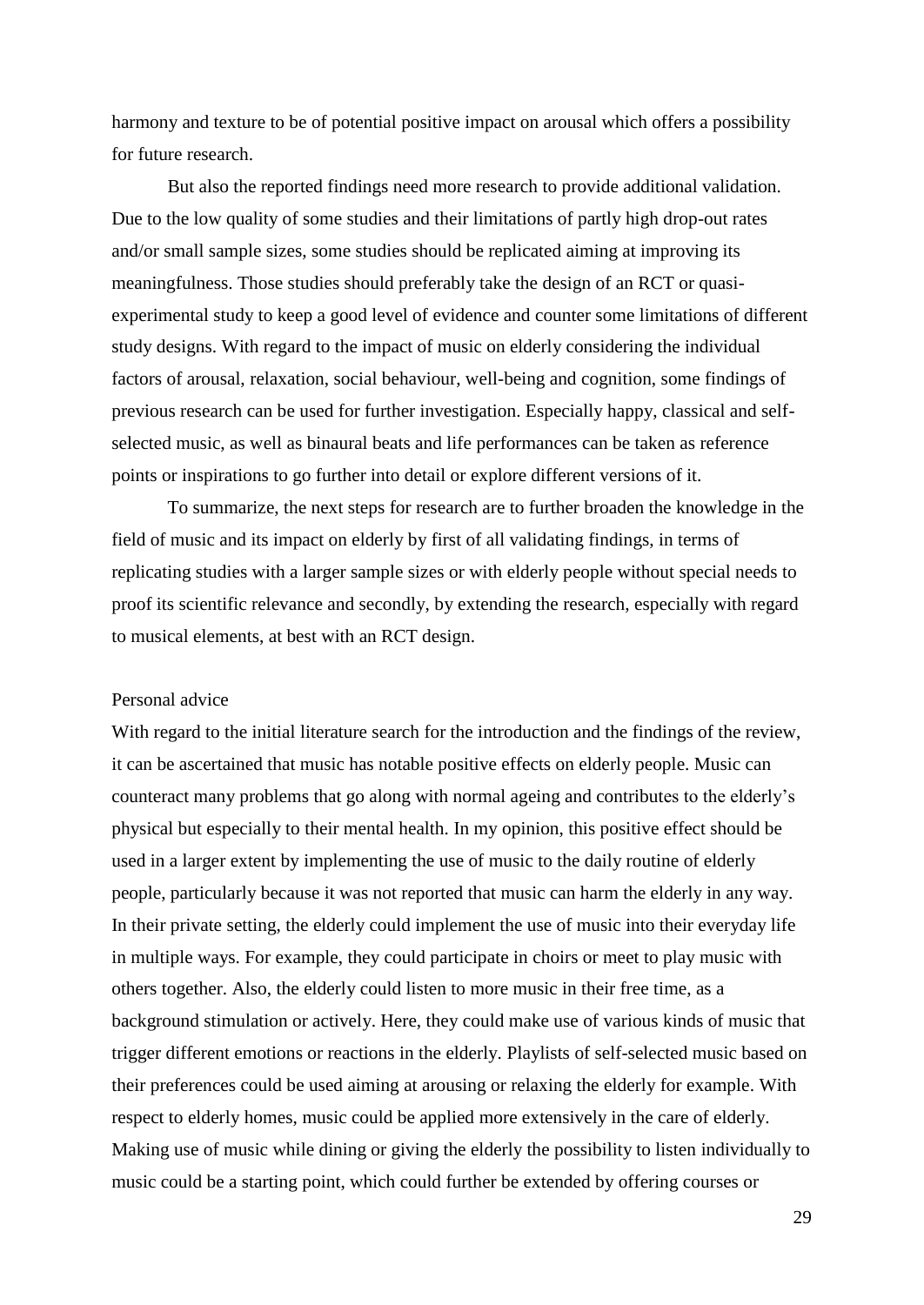harmony and texture to be of potential positive impact on arousal which offers a possibility for future research.

But also the reported findings need more research to provide additional validation. Due to the low quality of some studies and their limitations of partly high drop-out rates and/or small sample sizes, some studies should be replicated aiming at improving its meaningfulness. Those studies should preferably take the design of an RCT or quasi-experimental study to keep a good level of evidence and counter some limitations of different study designs. With regard to the impact of music on elderly considering the individual factors of arousal, relaxation, social behaviour, well-being and cognition, some findings of previous research can be used for further investigation. Especially happy, classical and self-selected music, as well as binaural beats and life performances can be taken as reference points or inspirations to go further into detail or explore different versions of it.

To summarize, the next steps for research are to further broaden the knowledge in the field of music and its impact on elderly by first of all validating findings, in terms of replicating studies with a larger sample sizes or with elderly people without special needs to proof its scientific relevance and secondly, by extending the research, especially with regard to musical elements, at best with an RCT design.

## Personal advice

With regard to the initial literature search for the introduction and the findings of the review, it can be ascertained that music has notable positive effects on elderly people. Music can counteract many problems that go along with normal ageing and contributes to the elderly's physical but especially to their mental health. In my opinion, this positive effect should be used in a larger extent by implementing the use of music to the daily routine of elderly people, particularly because it was not reported that music can harm the elderly in any way. In their private setting, the elderly could implement the use of music into their everyday life in multiple ways. For example, they could participate in choirs or meet to play music with others together. Also, the elderly could listen to more music in their free time, as a background stimulation or actively. Here, they could make use of various kinds of music that trigger different emotions or reactions in the elderly. Playlists of self-selected music based on their preferences could be used aiming at arousing or relaxing the elderly for example. With respect to elderly homes, music could be applied more extensively in the care of elderly. Making use of music while dining or giving the elderly the possibility to listen individually to music could be a starting point, which could further be extended by offering courses or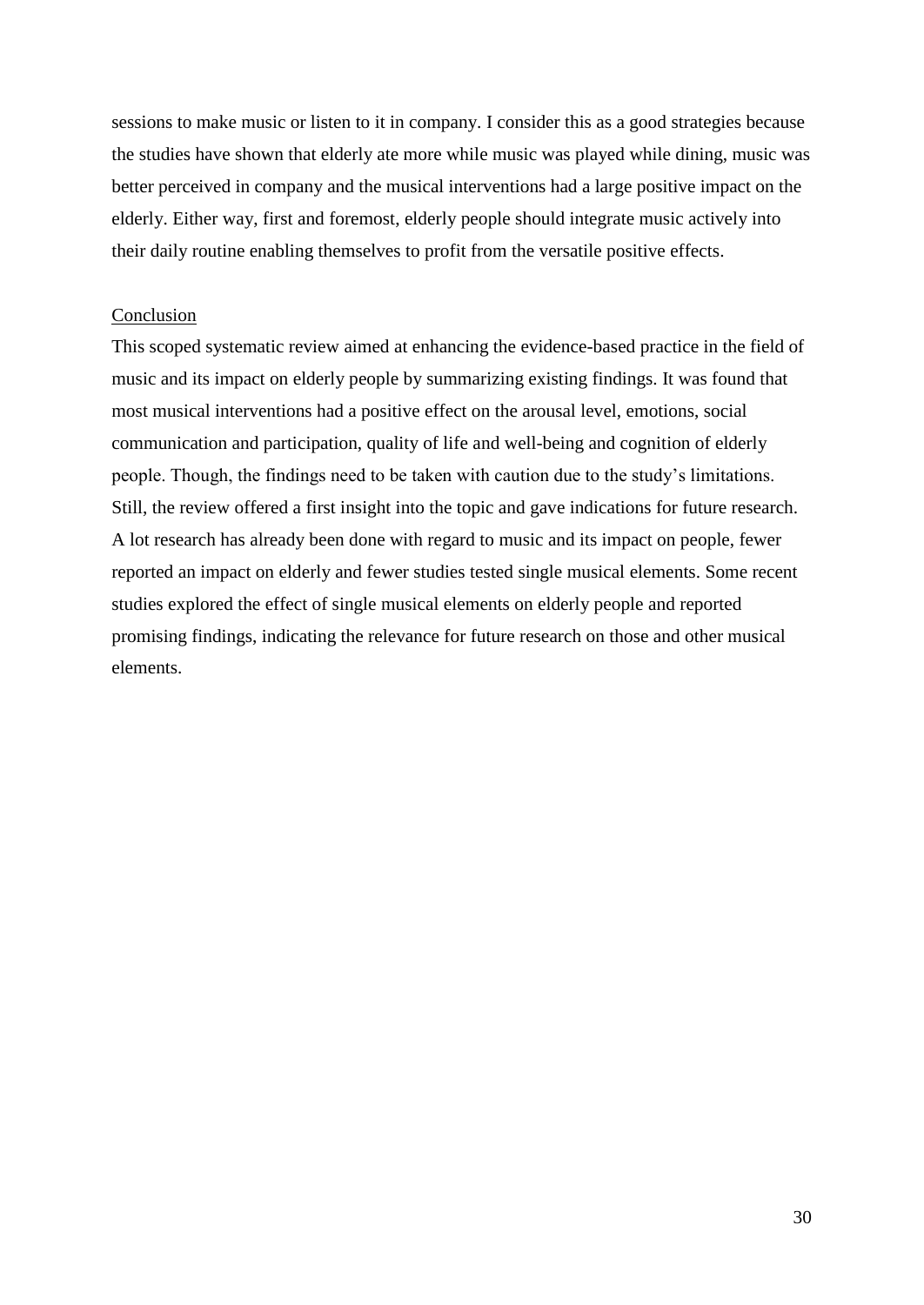sessions to make music or listen to it in company. I consider this as a good strategies because the studies have shown that elderly ate more while music was played while dining, music was better perceived in company and the musical interventions had a large positive impact on the elderly. Either way, first and foremost, elderly people should integrate music actively into their daily routine enabling themselves to profit from the versatile positive effects.

## Conclusion

This scoped systematic review aimed at enhancing the evidence-based practice in the field of music and its impact on elderly people by summarizing existing findings. It was found that most musical interventions had a positive effect on the arousal level, emotions, social communication and participation, quality of life and well-being and cognition of elderly people. Though, the findings need to be taken with caution due to the study's limitations. Still, the review offered a first insight into the topic and gave indications for future research. A lot research has already been done with regard to music and its impact on people, fewer reported an impact on elderly and fewer studies tested single musical elements. Some recent studies explored the effect of single musical elements on elderly people and reported promising findings, indicating the relevance for future research on those and other musical elements.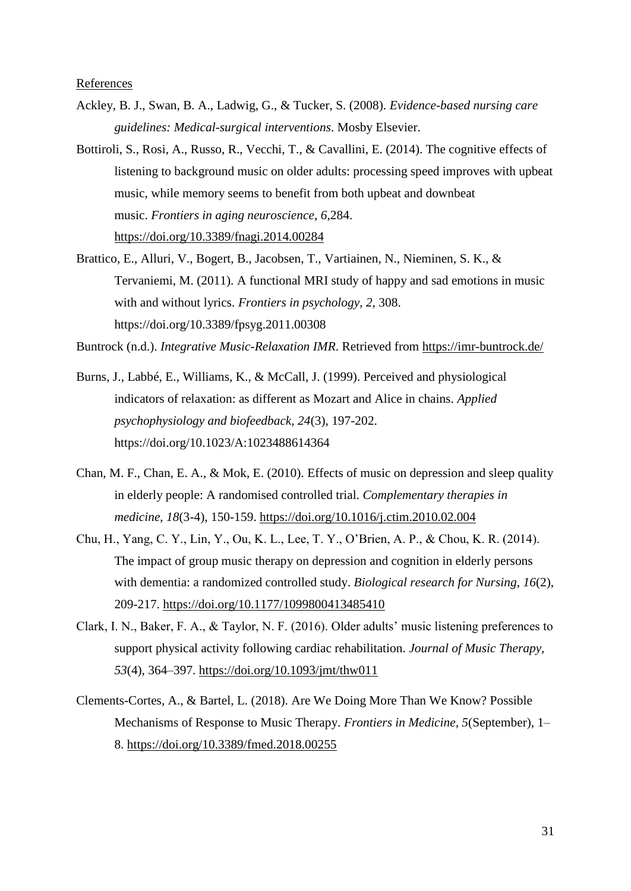References

Ackley, B. J., Swan, B. A., Ladwig, G., & Tucker, S. (2008). *Evidence-based nursing care guidelines: Medical-surgical interventions*. Mosby Elsevier.

Bottiroli, S., Rosi, A., Russo, R., Vecchi, T., & Cavallini, E. (2014). The cognitive effects of listening to background music on older adults: processing speed improves with upbeat music, while memory seems to benefit from both upbeat and downbeat music. *Frontiers in aging neuroscience*, *6*,284. https://doi.org/10.3389/fnagi.2014.00284

Brattico, E., Alluri, V., Bogert, B., Jacobsen, T., Vartiainen, N., Nieminen, S. K., & Tervaniemi, M. (2011). A functional MRI study of happy and sad emotions in music with and without lyrics. *Frontiers in psychology*, *2*, 308. https://doi.org/10.3389/fpsyg.2011.00308

Buntrock (n.d.). *Integrative Music-Relaxation IMR*. Retrieved from https://imr-buntrock.de/

Burns, J., Labbé, E., Williams, K., & McCall, J. (1999). Perceived and physiological indicators of relaxation: as different as Mozart and Alice in chains. *Applied psychophysiology and biofeedback*, *24*(3), 197-202. https://doi.org/10.1023/A:1023488614364

Chan, M. F., Chan, E. A., & Mok, E. (2010). Effects of music on depression and sleep quality in elderly people: A randomised controlled trial. *Complementary therapies in medicine*, *18*(3-4), 150-159. https://doi.org/10.1016/j.ctim.2010.02.004

Chu, H., Yang, C. Y., Lin, Y., Ou, K. L., Lee, T. Y., O'Brien, A. P., & Chou, K. R. (2014). The impact of group music therapy on depression and cognition in elderly persons with dementia: a randomized controlled study. *Biological research for Nursing*, *16*(2), 209-217. https://doi.org/10.1177/1099800413485410

Clark, I. N., Baker, F. A., & Taylor, N. F. (2016). Older adults' music listening preferences to support physical activity following cardiac rehabilitation. *Journal of Music Therapy*, *53*(4), 364–397. https://doi.org/10.1093/jmt/thw011

Clements-Cortes, A., & Bartel, L. (2018). Are We Doing More Than We Know? Possible Mechanisms of Response to Music Therapy. *Frontiers in Medicine*, *5*(September), 1–8. https://doi.org/10.3389/fmed.2018.00255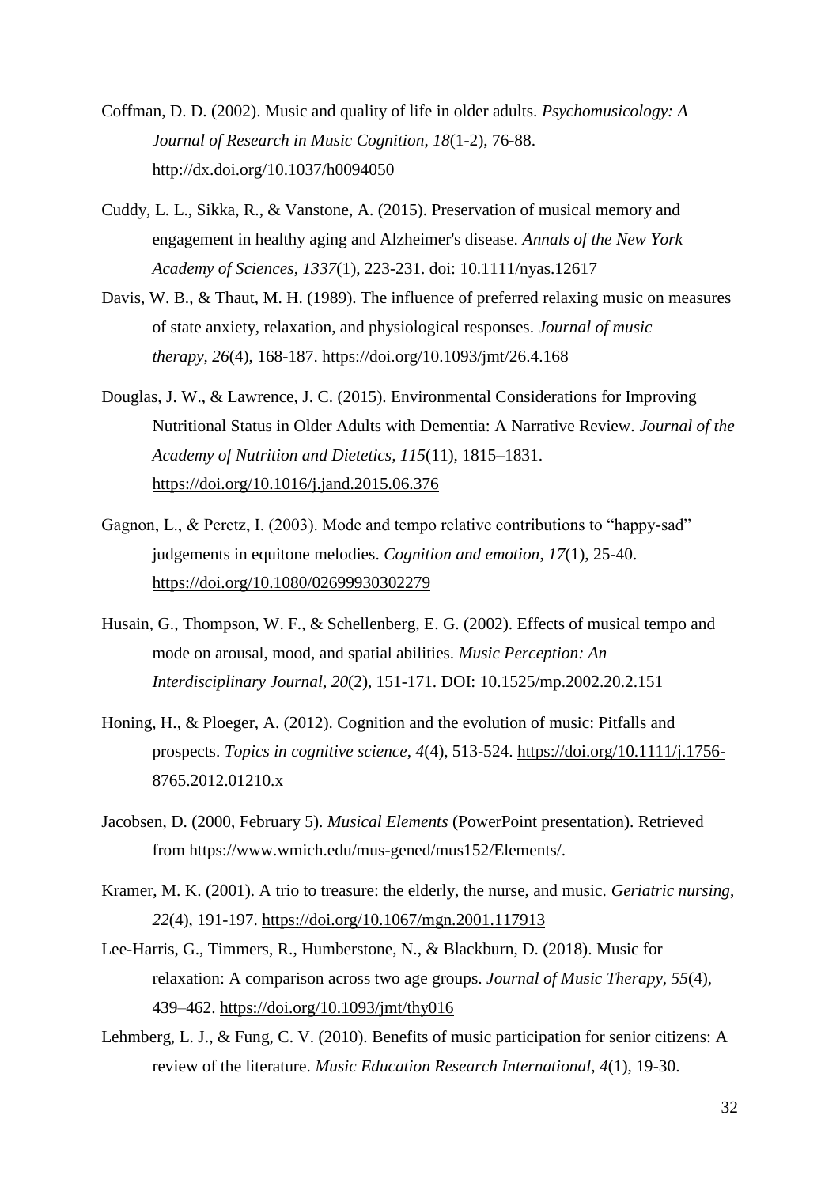Coffman, D. D. (2002). Music and quality of life in older adults. *Psychomusicology: A Journal of Research in Music Cognition*, *18*(1-2), 76-88. http://dx.doi.org/10.1037/h0094050

Cuddy, L. L., Sikka, R., & Vanstone, A. (2015). Preservation of musical memory and engagement in healthy aging and Alzheimer's disease. *Annals of the New York Academy of Sciences*, *1337*(1), 223-231. doi: 10.1111/nyas.12617

Davis, W. B., & Thaut, M. H. (1989). The influence of preferred relaxing music on measures of state anxiety, relaxation, and physiological responses. *Journal of music therapy*, *26*(4), 168-187. https://doi.org/10.1093/jmt/26.4.168

Douglas, J. W., & Lawrence, J. C. (2015). Environmental Considerations for Improving Nutritional Status in Older Adults with Dementia: A Narrative Review. *Journal of the Academy of Nutrition and Dietetics*, *115*(11), 1815–1831. https://doi.org/10.1016/j.jand.2015.06.376

Gagnon, L., & Peretz, I. (2003). Mode and tempo relative contributions to "happy-sad" judgements in equitone melodies. *Cognition and emotion*, *17*(1), 25-40. https://doi.org/10.1080/02699930302279

Husain, G., Thompson, W. F., & Schellenberg, E. G. (2002). Effects of musical tempo and mode on arousal, mood, and spatial abilities. *Music Perception: An Interdisciplinary Journal*, *20*(2), 151-171. DOI: 10.1525/mp.2002.20.2.151

Honing, H., & Ploeger, A. (2012). Cognition and the evolution of music: Pitfalls and prospects. *Topics in cognitive science*, *4*(4), 513-524. https://doi.org/10.1111/j.1756-8765.2012.01210.x

Jacobsen, D. (2000, February 5). *Musical Elements* (PowerPoint presentation). Retrieved from https://www.wmich.edu/mus-gened/mus152/Elements/.

Kramer, M. K. (2001). A trio to treasure: the elderly, the nurse, and music. *Geriatric nursing*, *22*(4), 191-197. https://doi.org/10.1067/mgn.2001.117913

Lee-Harris, G., Timmers, R., Humberstone, N., & Blackburn, D. (2018). Music for relaxation: A comparison across two age groups. *Journal of Music Therapy*, *55*(4), 439–462. https://doi.org/10.1093/jmt/thy016

Lehmberg, L. J., & Fung, C. V. (2010). Benefits of music participation for senior citizens: A review of the literature. *Music Education Research International*, *4*(1), 19-30.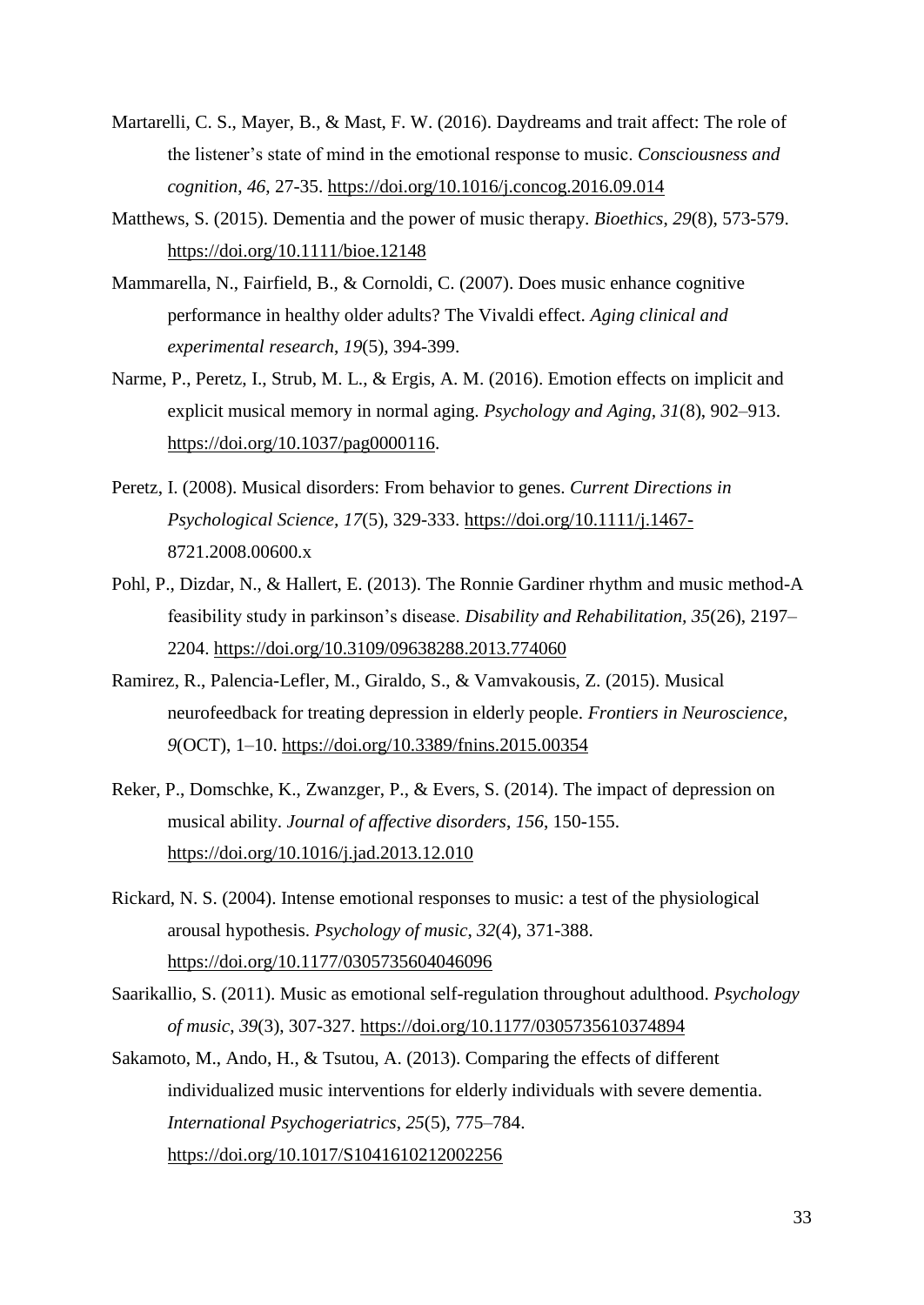Martarelli, C. S., Mayer, B., & Mast, F. W. (2016). Daydreams and trait affect: The role of the listener's state of mind in the emotional response to music. *Consciousness and cognition*, *46*, 27-35. https://doi.org/10.1016/j.concog.2016.09.014

Matthews, S. (2015). Dementia and the power of music therapy. *Bioethics*, *29*(8), 573-579. https://doi.org/10.1111/bioe.12148

Mammarella, N., Fairfield, B., & Cornoldi, C. (2007). Does music enhance cognitive performance in healthy older adults? The Vivaldi effect. *Aging clinical and experimental research*, *19*(5), 394-399.

Narme, P., Peretz, I., Strub, M. L., & Ergis, A. M. (2016). Emotion effects on implicit and explicit musical memory in normal aging. *Psychology and Aging*, *31*(8), 902–913. https://doi.org/10.1037/pag0000116.

Peretz, I. (2008). Musical disorders: From behavior to genes. *Current Directions in Psychological Science, 17*(5), 329-333. https://doi.org/10.1111/j.1467-8721.2008.00600.x

Pohl, P., Dizdar, N., & Hallert, E. (2013). The Ronnie Gardiner rhythm and music method-A feasibility study in parkinson's disease. *Disability and Rehabilitation*, *35*(26), 2197–2204. https://doi.org/10.3109/09638288.2013.774060

Ramirez, R., Palencia-Lefler, M., Giraldo, S., & Vamvakousis, Z. (2015). Musical neurofeedback for treating depression in elderly people. *Frontiers in Neuroscience*, *9*(OCT), 1–10. https://doi.org/10.3389/fnins.2015.00354

Reker, P., Domschke, K., Zwanzger, P., & Evers, S. (2014). The impact of depression on musical ability. *Journal of affective disorders*, *156*, 150-155. https://doi.org/10.1016/j.jad.2013.12.010

Rickard, N. S. (2004). Intense emotional responses to music: a test of the physiological arousal hypothesis. *Psychology of music*, *32*(4), 371-388. https://doi.org/10.1177/0305735604046096

Saarikallio, S. (2011). Music as emotional self-regulation throughout adulthood. *Psychology of music*, *39*(3), 307-327. https://doi.org/10.1177/0305735610374894

Sakamoto, M., Ando, H., & Tsutou, A. (2013). Comparing the effects of different individualized music interventions for elderly individuals with severe dementia. *International Psychogeriatrics*, *25*(5), 775–784. https://doi.org/10.1017/S1041610212002256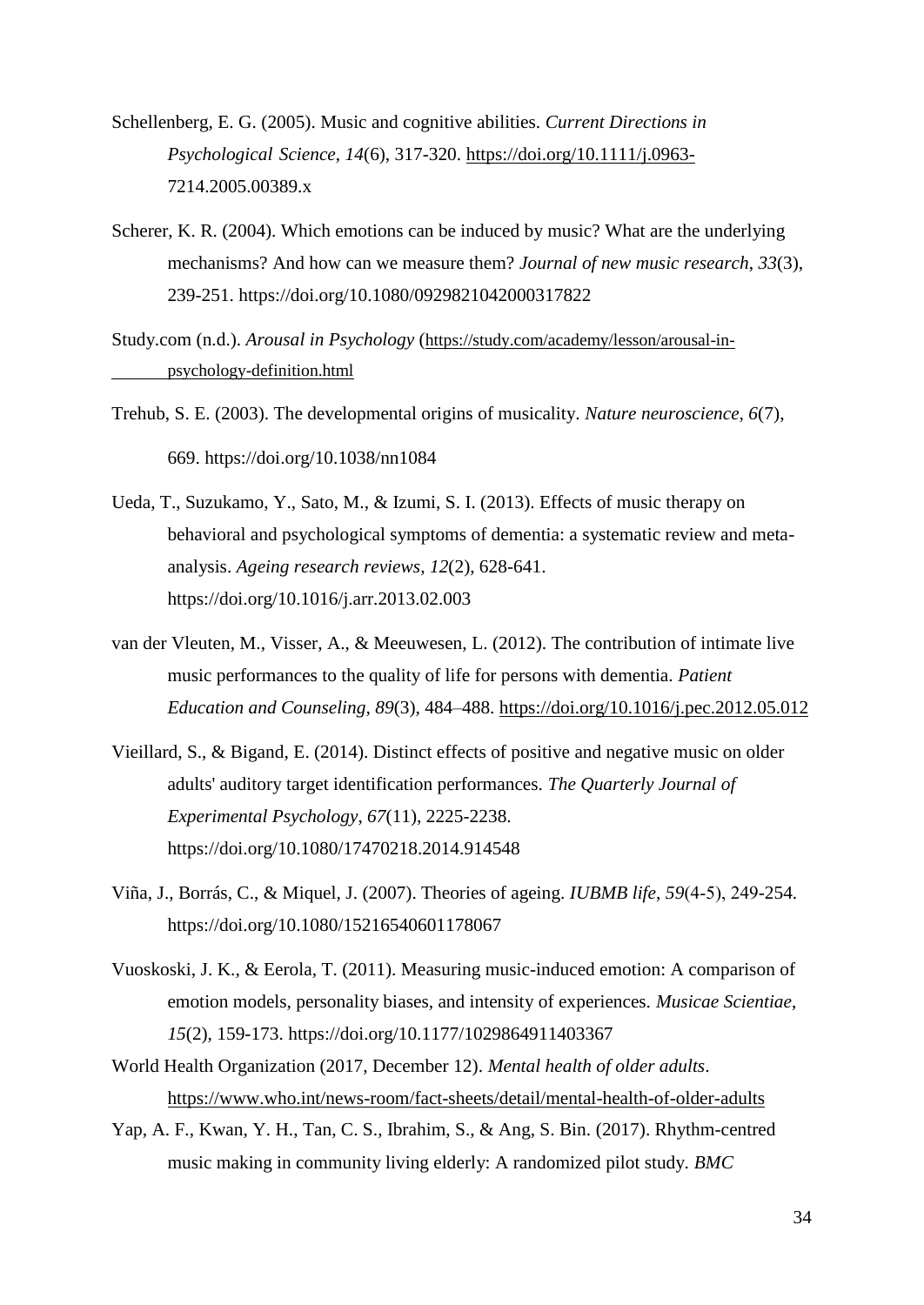Schellenberg, E. G. (2005). Music and cognitive abilities. *Current Directions in Psychological Science*, *14*(6), 317-320. https://doi.org/10.1111/j.0963-7214.2005.00389.x

Scherer, K. R. (2004). Which emotions can be induced by music? What are the underlying mechanisms? And how can we measure them? *Journal of new music research*, *33*(3), 239-251. https://doi.org/10.1080/0929821042000317822

Study.com (n.d.). *Arousal in Psychology* (https://study.com/academy/lesson/arousal-in-psychology-definition.html

Trehub, S. E. (2003). The developmental origins of musicality. *Nature neuroscience*, *6*(7), 669. https://doi.org/10.1038/nn1084

Ueda, T., Suzukamo, Y., Sato, M., & Izumi, S. I. (2013). Effects of music therapy on behavioral and psychological symptoms of dementia: a systematic review and meta-analysis. *Ageing research reviews*, *12*(2), 628-641. https://doi.org/10.1016/j.arr.2013.02.003

van der Vleuten, M., Visser, A., & Meeuwesen, L. (2012). The contribution of intimate live music performances to the quality of life for persons with dementia. *Patient Education and Counseling*, *89*(3), 484–488. https://doi.org/10.1016/j.pec.2012.05.012

Vieillard, S., & Bigand, E. (2014). Distinct effects of positive and negative music on older adults' auditory target identification performances. *The Quarterly Journal of Experimental Psychology*, *67*(11), 2225-2238. https://doi.org/10.1080/17470218.2014.914548

Viña, J., Borrás, C., & Miquel, J. (2007). Theories of ageing. *IUBMB life*, *59*(4-5), 249-254. https://doi.org/10.1080/15216540601178067

Vuoskoski, J. K., & Eerola, T. (2011). Measuring music-induced emotion: A comparison of emotion models, personality biases, and intensity of experiences. *Musicae Scientiae*, *15*(2), 159-173. https://doi.org/10.1177/1029864911403367

World Health Organization (2017, December 12). *Mental health of older adults*. https://www.who.int/news-room/fact-sheets/detail/mental-health-of-older-adults

Yap, A. F., Kwan, Y. H., Tan, C. S., Ibrahim, S., & Ang, S. Bin. (2017). Rhythm-centred music making in community living elderly: A randomized pilot study. *BMC*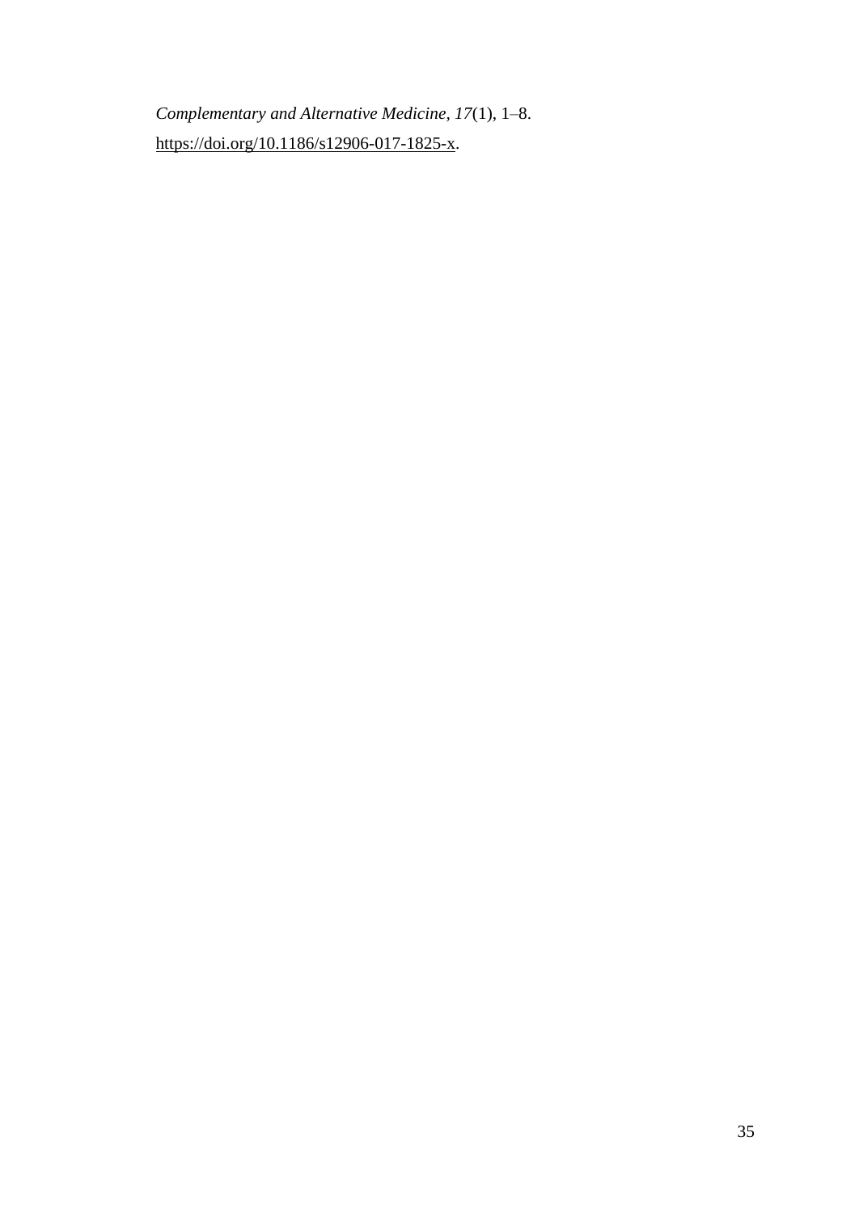*Complementary and Alternative Medicine*, *17*(1), 1–8. https://doi.org/10.1186/s12906-017-1825-x.